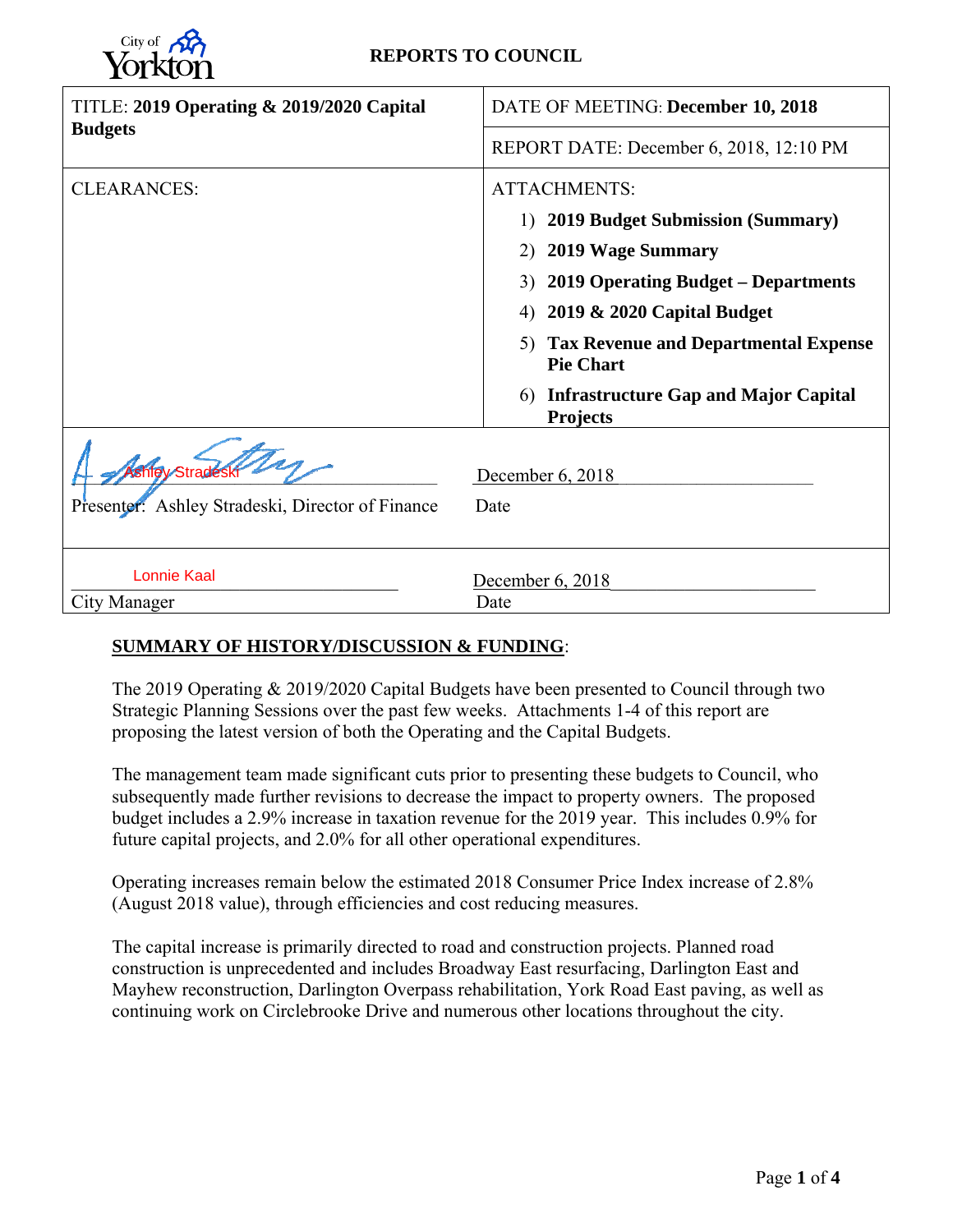City of Yorkton

# REPORTS TO COUNCIL

| TITLE: **2019 Operating & 2019/2020 Capital Budgets** | DATE OF MEETING: **December 10, 2018** |
|---|---|
| | REPORT DATE: December 6, 2018, 12:10 PM |
| CLEARANCES: | ATTACHMENTS:<br>1) **2019 Budget Submission (Summary)**<br>2) **2019 Wage Summary**<br>3) **2019 Operating Budget – Departments**<br>4) **2019 & 2020 Capital Budget**<br>5) **Tax Revenue and Departmental Expense Pie Chart**<br>6) **Infrastructure Gap and Major Capital Projects** |
| Ashley Stradeski<br>Presenter: Ashley Stradeski, Director of Finance | December 6, 2018<br>Date |
| Lonnie Kaal<br>City Manager | December 6, 2018<br>Date |

## SUMMARY OF HISTORY/DISCUSSION & FUNDING:

The 2019 Operating & 2019/2020 Capital Budgets have been presented to Council through two Strategic Planning Sessions over the past few weeks. Attachments 1-4 of this report are proposing the latest version of both the Operating and the Capital Budgets.

The management team made significant cuts prior to presenting these budgets to Council, who subsequently made further revisions to decrease the impact to property owners. The proposed budget includes a 2.9% increase in taxation revenue for the 2019 year. This includes 0.9% for future capital projects, and 2.0% for all other operational expenditures.

Operating increases remain below the estimated 2018 Consumer Price Index increase of 2.8% (August 2018 value), through efficiencies and cost reducing measures.

The capital increase is primarily directed to road and construction projects. Planned road construction is unprecedented and includes Broadway East resurfacing, Darlington East and Mayhew reconstruction, Darlington Overpass rehabilitation, York Road East paving, as well as continuing work on Circlebrooke Drive and numerous other locations throughout the city.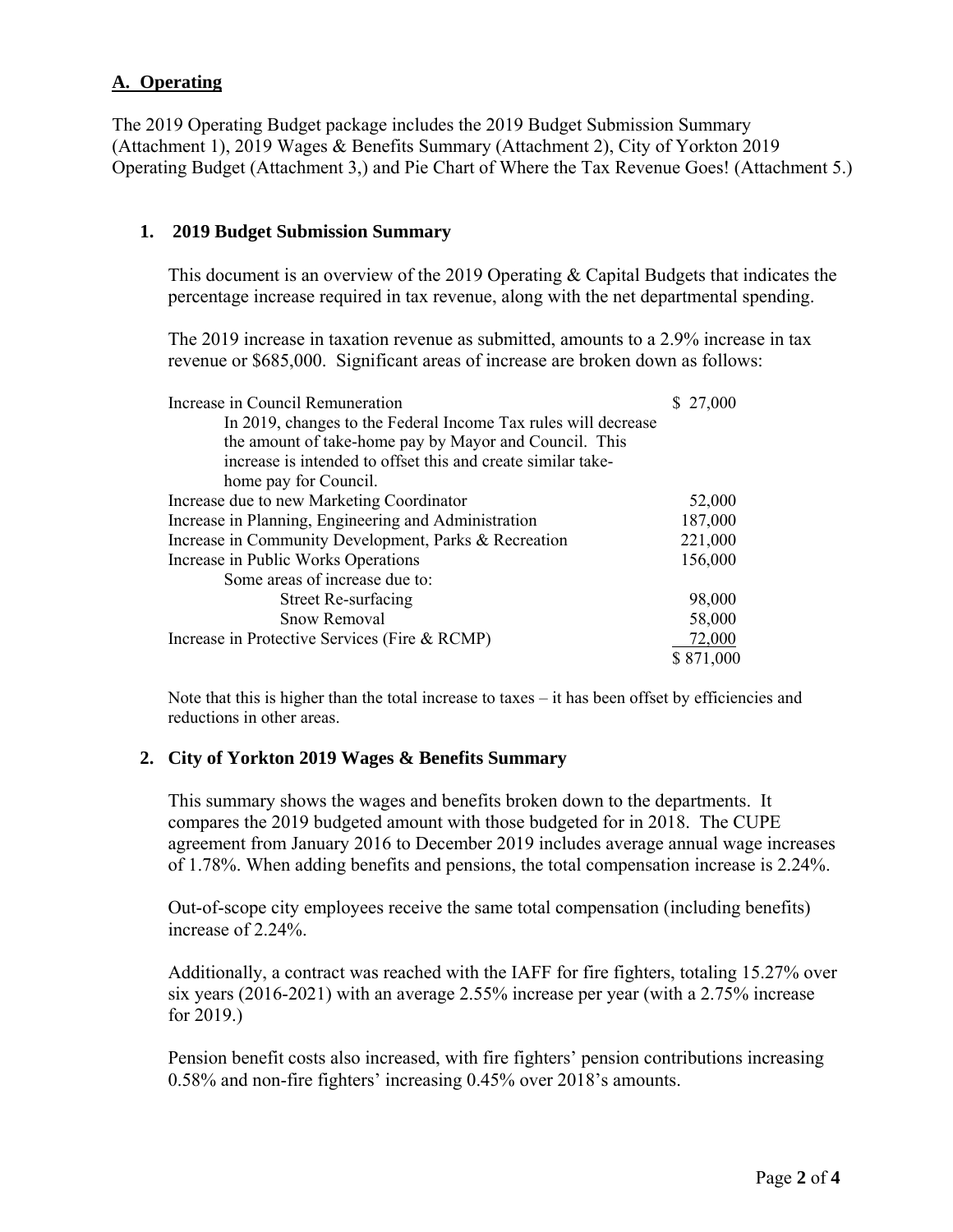## A. Operating

The 2019 Operating Budget package includes the 2019 Budget Submission Summary (Attachment 1), 2019 Wages & Benefits Summary (Attachment 2), City of Yorkton 2019 Operating Budget (Attachment 3,) and Pie Chart of Where the Tax Revenue Goes! (Attachment 5.)

### 1. 2019 Budget Submission Summary

This document is an overview of the 2019 Operating & Capital Budgets that indicates the percentage increase required in tax revenue, along with the net departmental spending.

The 2019 increase in taxation revenue as submitted, amounts to a 2.9% increase in tax revenue or $685,000. Significant areas of increase are broken down as follows:

| | |
|---|---|
| Increase in Council Remuneration | $ 27,000 |
| In 2019, changes to the Federal Income Tax rules will decrease the amount of take-home pay by Mayor and Council. This increase is intended to offset this and create similar take-home pay for Council. | |
| Increase due to new Marketing Coordinator | 52,000 |
| Increase in Planning, Engineering and Administration | 187,000 |
| Increase in Community Development, Parks & Recreation | 221,000 |
| Increase in Public Works Operations | 156,000 |
| Some areas of increase due to: | |
| Street Re-surfacing | 98,000 |
| Snow Removal | 58,000 |
| Increase in Protective Services (Fire & RCMP) | 72,000 |
| | $ 871,000 |

Note that this is higher than the total increase to taxes – it has been offset by efficiencies and reductions in other areas.

### 2. City of Yorkton 2019 Wages & Benefits Summary

This summary shows the wages and benefits broken down to the departments. It compares the 2019 budgeted amount with those budgeted for in 2018. The CUPE agreement from January 2016 to December 2019 includes average annual wage increases of 1.78%. When adding benefits and pensions, the total compensation increase is 2.24%.

Out-of-scope city employees receive the same total compensation (including benefits) increase of 2.24%.

Additionally, a contract was reached with the IAFF for fire fighters, totaling 15.27% over six years (2016-2021) with an average 2.55% increase per year (with a 2.75% increase for 2019.)

Pension benefit costs also increased, with fire fighters' pension contributions increasing 0.58% and non-fire fighters' increasing 0.45% over 2018's amounts.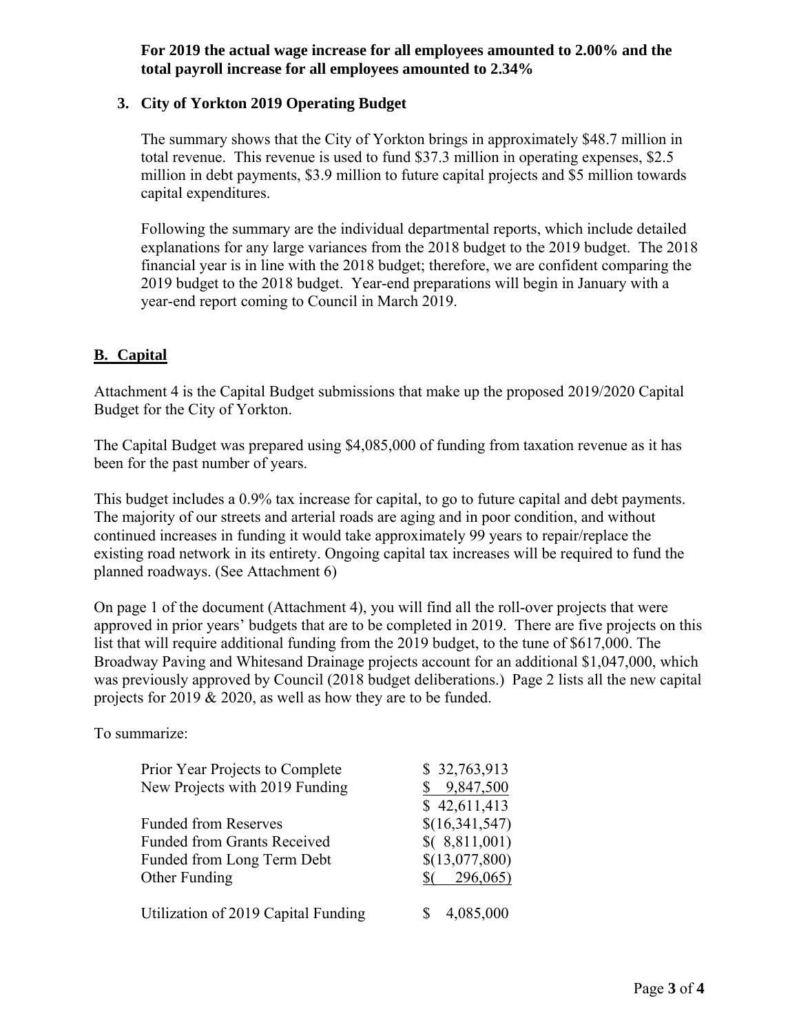**For 2019 the actual wage increase for all employees amounted to 2.00% and the total payroll increase for all employees amounted to 2.34%**

### 3. City of Yorkton 2019 Operating Budget

The summary shows that the City of Yorkton brings in approximately $48.7 million in total revenue. This revenue is used to fund $37.3 million in operating expenses, $2.5 million in debt payments, $3.9 million to future capital projects and $5 million towards capital expenditures.

Following the summary are the individual departmental reports, which include detailed explanations for any large variances from the 2018 budget to the 2019 budget. The 2018 financial year is in line with the 2018 budget; therefore, we are confident comparing the 2019 budget to the 2018 budget. Year-end preparations will begin in January with a year-end report coming to Council in March 2019.

## B. Capital

Attachment 4 is the Capital Budget submissions that make up the proposed 2019/2020 Capital Budget for the City of Yorkton.

The Capital Budget was prepared using $4,085,000 of funding from taxation revenue as it has been for the past number of years.

This budget includes a 0.9% tax increase for capital, to go to future capital and debt payments. The majority of our streets and arterial roads are aging and in poor condition, and without continued increases in funding it would take approximately 99 years to repair/replace the existing road network in its entirety. Ongoing capital tax increases will be required to fund the planned roadways. (See Attachment 6)

On page 1 of the document (Attachment 4), you will find all the roll-over projects that were approved in prior years' budgets that are to be completed in 2019. There are five projects on this list that will require additional funding from the 2019 budget, to the tune of $617,000. The Broadway Paving and Whitesand Drainage projects account for an additional $1,047,000, which was previously approved by Council (2018 budget deliberations.) Page 2 lists all the new capital projects for 2019 & 2020, as well as how they are to be funded.

To summarize:

| | |
|---|---|
| Prior Year Projects to Complete | $ 32,763,913 |
| New Projects with 2019 Funding | $ 9,847,500 |
| | $ 42,611,413 |
| Funded from Reserves | $(16,341,547) |
| Funded from Grants Received | $( 8,811,001) |
| Funded from Long Term Debt | $(13,077,800) |
| Other Funding | $( 296,065) |
| Utilization of 2019 Capital Funding | $ 4,085,000 |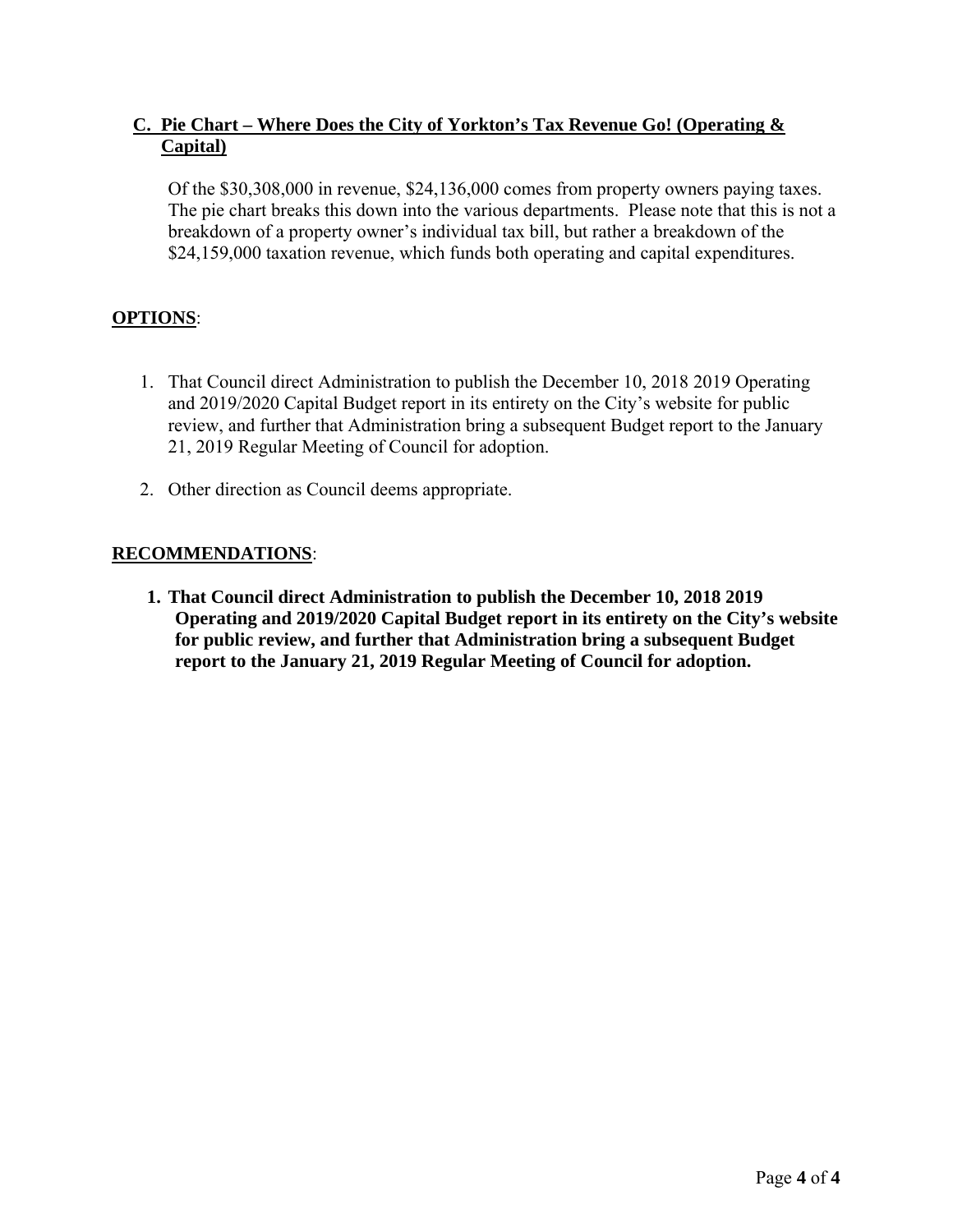## C. Pie Chart – Where Does the City of Yorkton's Tax Revenue Go! (Operating & Capital)

Of the $30,308,000 in revenue, $24,136,000 comes from property owners paying taxes. The pie chart breaks this down into the various departments. Please note that this is not a breakdown of a property owner's individual tax bill, but rather a breakdown of the $24,159,000 taxation revenue, which funds both operating and capital expenditures.

## OPTIONS:

1. That Council direct Administration to publish the December 10, 2018 2019 Operating and 2019/2020 Capital Budget report in its entirety on the City's website for public review, and further that Administration bring a subsequent Budget report to the January 21, 2019 Regular Meeting of Council for adoption.
2. Other direction as Council deems appropriate.

## RECOMMENDATIONS:

1. **That Council direct Administration to publish the December 10, 2018 2019 Operating and 2019/2020 Capital Budget report in its entirety on the City's website for public review, and further that Administration bring a subsequent Budget report to the January 21, 2019 Regular Meeting of Council for adoption.**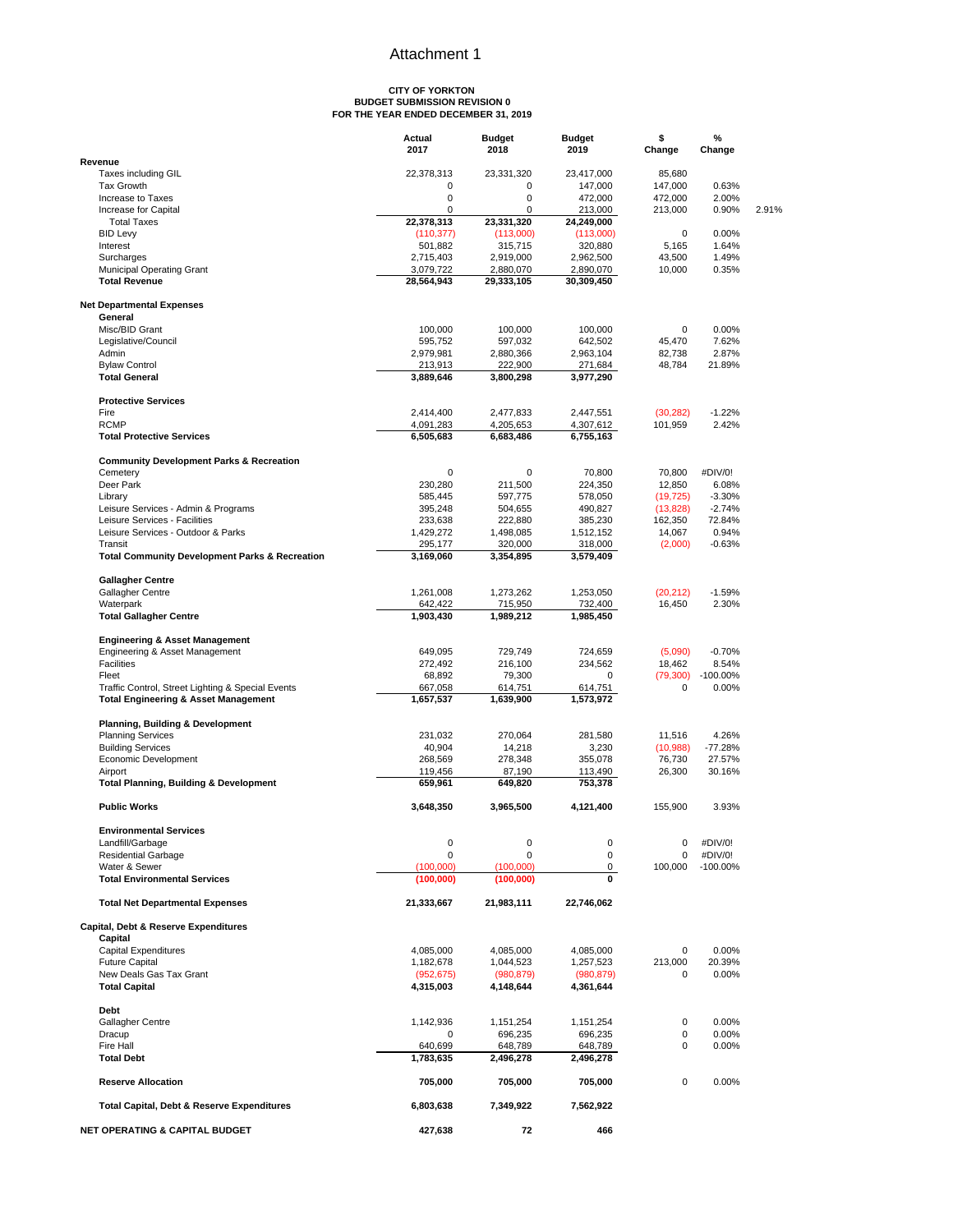# Attachment 1

**CITY OF YORKTON**
**BUDGET SUBMISSION REVISION 0**
**FOR THE YEAR ENDED DECEMBER 31, 2019**

| | Actual 2017 | Budget 2018 | Budget 2019 | $ Change | % Change | |
|---|---|---|---|---|---|---|
| **Revenue** | | | | | | |
| Taxes including GIL | 22,378,313 | 23,331,320 | 23,417,000 | 85,680 | | |
| Tax Growth | 0 | 0 | 147,000 | 147,000 | 0.63% | |
| Increase to Taxes | 0 | 0 | 472,000 | 472,000 | 2.00% | |
| Increase for Capital | 0 | 0 | 213,000 | 213,000 | 0.90% | 2.91% |
| Total Taxes | **22,378,313** | **23,331,320** | **24,249,000** | | | |
| BID Levy | (110,377) | (113,000) | (113,000) | 0 | 0.00% | |
| Interest | 501,882 | 315,715 | 320,880 | 5,165 | 1.64% | |
| Surcharges | 2,715,403 | 2,919,000 | 2,962,500 | 43,500 | 1.49% | |
| Municipal Operating Grant | 3,079,722 | 2,880,070 | 2,890,070 | 10,000 | 0.35% | |
| **Total Revenue** | **28,564,943** | **29,333,105** | **30,309,450** | | | |
| **Net Departmental Expenses** | | | | | | |
| **General** | | | | | | |
| Misc/BID Grant | 100,000 | 100,000 | 100,000 | 0 | 0.00% | |
| Legislative/Council | 595,752 | 597,032 | 642,502 | 45,470 | 7.62% | |
| Admin | 2,979,981 | 2,880,366 | 2,963,104 | 82,738 | 2.87% | |
| Bylaw Control | 213,913 | 222,900 | 271,684 | 48,784 | 21.89% | |
| **Total General** | **3,889,646** | **3,800,298** | **3,977,290** | | | |
| **Protective Services** | | | | | | |
| Fire | 2,414,400 | 2,477,833 | 2,447,551 | (30,282) | -1.22% | |
| RCMP | 4,091,283 | 4,205,653 | 4,307,612 | 101,959 | 2.42% | |
| **Total Protective Services** | **6,505,683** | **6,683,486** | **6,755,163** | | | |
| **Community Development Parks & Recreation** | | | | | | |
| Cemetery | 0 | 0 | 70,800 | 70,800 | #DIV/0! | |
| Deer Park | 230,280 | 211,500 | 224,350 | 12,850 | 6.08% | |
| Library | 585,445 | 597,775 | 578,050 | (19,725) | -3.30% | |
| Leisure Services - Admin & Programs | 395,248 | 504,655 | 490,827 | (13,828) | -2.74% | |
| Leisure Services - Facilities | 233,638 | 222,880 | 385,230 | 162,350 | 72.84% | |
| Leisure Services - Outdoor & Parks | 1,429,272 | 1,498,085 | 1,512,152 | 14,067 | 0.94% | |
| Transit | 295,177 | 320,000 | 318,000 | (2,000) | -0.63% | |
| **Total Community Development Parks & Recreation** | **3,169,060** | **3,354,895** | **3,579,409** | | | |
| **Gallagher Centre** | | | | | | |
| Gallagher Centre | 1,261,008 | 1,273,262 | 1,253,050 | (20,212) | -1.59% | |
| Waterpark | 642,422 | 715,950 | 732,400 | 16,450 | 2.30% | |
| **Total Gallagher Centre** | **1,903,430** | **1,989,212** | **1,985,450** | | | |
| **Engineering & Asset Management** | | | | | | |
| Engineering & Asset Management | 649,095 | 729,749 | 724,659 | (5,090) | -0.70% | |
| Facilities | 272,492 | 216,100 | 234,562 | 18,462 | 8.54% | |
| Fleet | 68,892 | 79,300 | 0 | (79,300) | -100.00% | |
| Traffic Control, Street Lighting & Special Events | 667,058 | 614,751 | 614,751 | 0 | 0.00% | |
| **Total Engineering & Asset Management** | **1,657,537** | **1,639,900** | **1,573,972** | | | |
| **Planning, Building & Development** | | | | | | |
| Planning Services | 231,032 | 270,064 | 281,580 | 11,516 | 4.26% | |
| Building Services | 40,904 | 14,218 | 3,230 | (10,988) | -77.28% | |
| Economic Development | 268,569 | 278,348 | 355,078 | 76,730 | 27.57% | |
| Airport | 119,456 | 87,190 | 113,490 | 26,300 | 30.16% | |
| **Total Planning, Building & Development** | **659,961** | **649,820** | **753,378** | | | |
| **Public Works** | **3,648,350** | **3,965,500** | **4,121,400** | 155,900 | 3.93% | |
| **Environmental Services** | | | | | | |
| Landfill/Garbage | 0 | 0 | 0 | 0 | #DIV/0! | |
| Residential Garbage | 0 | 0 | 0 | 0 | #DIV/0! | |
| Water & Sewer | (100,000) | (100,000) | 0 | 100,000 | -100.00% | |
| **Total Environmental Services** | **(100,000)** | **(100,000)** | **0** | | | |
| **Total Net Departmental Expenses** | **21,333,667** | **21,983,111** | **22,746,062** | | | |
| **Capital, Debt & Reserve Expenditures** | | | | | | |
| **Capital** | | | | | | |
| Capital Expenditures | 4,085,000 | 4,085,000 | 4,085,000 | 0 | 0.00% | |
| Future Capital | 1,182,678 | 1,044,523 | 1,257,523 | 213,000 | 20.39% | |
| New Deals Gas Tax Grant | (952,675) | (980,879) | (980,879) | 0 | 0.00% | |
| **Total Capital** | **4,315,003** | **4,148,644** | **4,361,644** | | | |
| **Debt** | | | | | | |
| Gallagher Centre | 1,142,936 | 1,151,254 | 1,151,254 | 0 | 0.00% | |
| Dracup | 0 | 696,235 | 696,235 | 0 | 0.00% | |
| Fire Hall | 640,699 | 648,789 | 648,789 | 0 | 0.00% | |
| **Total Debt** | **1,783,635** | **2,496,278** | **2,496,278** | | | |
| **Reserve Allocation** | **705,000** | **705,000** | **705,000** | 0 | 0.00% | |
| **Total Capital, Debt & Reserve Expenditures** | **6,803,638** | **7,349,922** | **7,562,922** | | | |
| **NET OPERATING & CAPITAL BUDGET** | **427,638** | **72** | **466** | | | |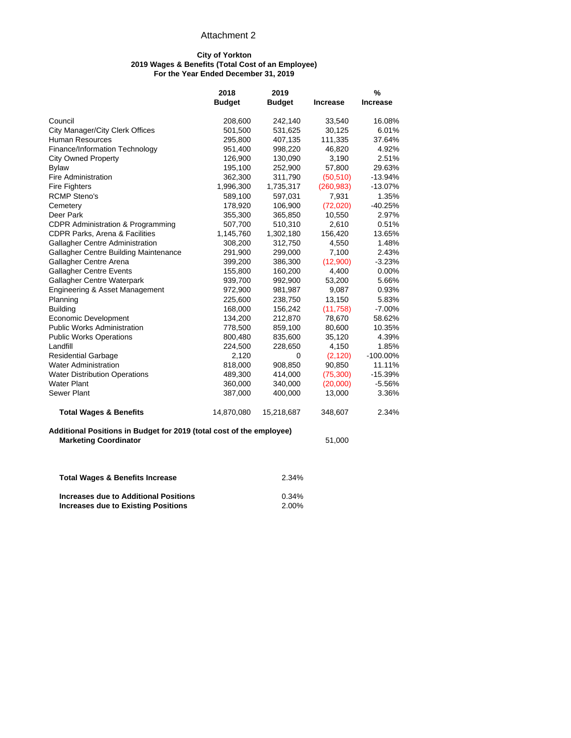Attachment 2

**City of Yorkton**
**2019 Wages & Benefits (Total Cost of an Employee)**
**For the Year Ended December 31, 2019**

| | 2018 Budget | 2019 Budget | Increase | % Increase |
|---|---|---|---|---|
| Council | 208,600 | 242,140 | 33,540 | 16.08% |
| City Manager/City Clerk Offices | 501,500 | 531,625 | 30,125 | 6.01% |
| Human Resources | 295,800 | 407,135 | 111,335 | 37.64% |
| Finance/Information Technology | 951,400 | 998,220 | 46,820 | 4.92% |
| City Owned Property | 126,900 | 130,090 | 3,190 | 2.51% |
| Bylaw | 195,100 | 252,900 | 57,800 | 29.63% |
| Fire Administration | 362,300 | 311,790 | (50,510) | -13.94% |
| Fire Fighters | 1,996,300 | 1,735,317 | (260,983) | -13.07% |
| RCMP Steno's | 589,100 | 597,031 | 7,931 | 1.35% |
| Cemetery | 178,920 | 106,900 | (72,020) | -40.25% |
| Deer Park | 355,300 | 365,850 | 10,550 | 2.97% |
| CDPR Administration & Programming | 507,700 | 510,310 | 2,610 | 0.51% |
| CDPR Parks, Arena & Facilities | 1,145,760 | 1,302,180 | 156,420 | 13.65% |
| Gallagher Centre Administration | 308,200 | 312,750 | 4,550 | 1.48% |
| Gallagher Centre Building Maintenance | 291,900 | 299,000 | 7,100 | 2.43% |
| Gallagher Centre Arena | 399,200 | 386,300 | (12,900) | -3.23% |
| Gallagher Centre Events | 155,800 | 160,200 | 4,400 | 0.00% |
| Gallagher Centre Waterpark | 939,700 | 992,900 | 53,200 | 5.66% |
| Engineering & Asset Management | 972,900 | 981,987 | 9,087 | 0.93% |
| Planning | 225,600 | 238,750 | 13,150 | 5.83% |
| Building | 168,000 | 156,242 | (11,758) | -7.00% |
| Economic Development | 134,200 | 212,870 | 78,670 | 58.62% |
| Public Works Administration | 778,500 | 859,100 | 80,600 | 10.35% |
| Public Works Operations | 800,480 | 835,600 | 35,120 | 4.39% |
| Landfill | 224,500 | 228,650 | 4,150 | 1.85% |
| Residential Garbage | 2,120 | 0 | (2,120) | -100.00% |
| Water Administration | 818,000 | 908,850 | 90,850 | 11.11% |
| Water Distribution Operations | 489,300 | 414,000 | (75,300) | -15.39% |
| Water Plant | 360,000 | 340,000 | (20,000) | -5.56% |
| Sewer Plant | 387,000 | 400,000 | 13,000 | 3.36% |
| **Total Wages & Benefits** | 14,870,080 | 15,218,687 | 348,607 | 2.34% |

**Additional Positions in Budget for 2019 (total cost of the employee)**

| | |
|---|---|
| **Marketing Coordinator** | 51,000 |

| | |
|---|---|
| **Total Wages & Benefits Increase** | 2.34% |
| **Increases due to Additional Positions** | 0.34% |
| **Increases due to Existing Positions** | 2.00% |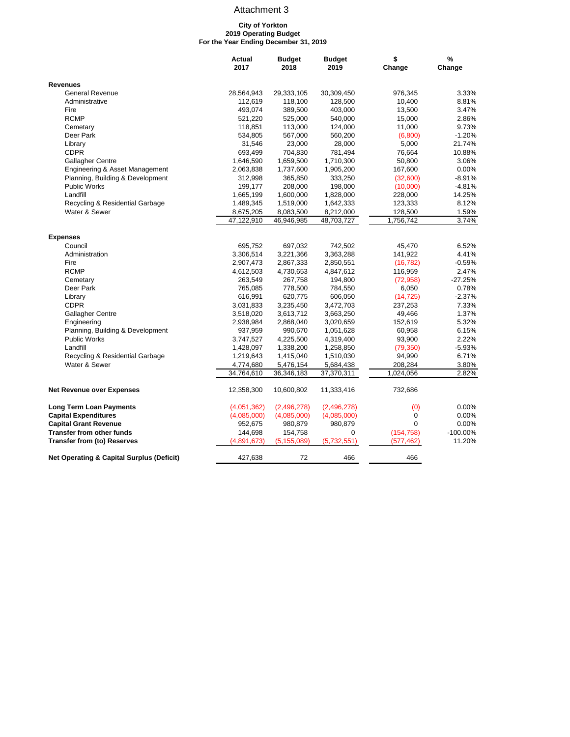# Attachment 3

**City of Yorkton**
**2019 Operating Budget**
**For the Year Ending December 31, 2019**

| | Actual 2017 | Budget 2018 | Budget 2019 | $ Change | % Change |
|---|---|---|---|---|---|
| **Revenues** | | | | | |
| General Revenue | 28,564,943 | 29,333,105 | 30,309,450 | 976,345 | 3.33% |
| Administrative | 112,619 | 118,100 | 128,500 | 10,400 | 8.81% |
| Fire | 493,074 | 389,500 | 403,000 | 13,500 | 3.47% |
| RCMP | 521,220 | 525,000 | 540,000 | 15,000 | 2.86% |
| Cemetary | 118,851 | 113,000 | 124,000 | 11,000 | 9.73% |
| Deer Park | 534,805 | 567,000 | 560,200 | (6,800) | -1.20% |
| Library | 31,546 | 23,000 | 28,000 | 5,000 | 21.74% |
| CDPR | 693,499 | 704,830 | 781,494 | 76,664 | 10.88% |
| Gallagher Centre | 1,646,590 | 1,659,500 | 1,710,300 | 50,800 | 3.06% |
| Engineering & Asset Management | 2,063,838 | 1,737,600 | 1,905,200 | 167,600 | 0.00% |
| Planning, Building & Development | 312,998 | 365,850 | 333,250 | (32,600) | -8.91% |
| Public Works | 199,177 | 208,000 | 198,000 | (10,000) | -4.81% |
| Landfill | 1,665,199 | 1,600,000 | 1,828,000 | 228,000 | 14.25% |
| Recycling & Residential Garbage | 1,489,345 | 1,519,000 | 1,642,333 | 123,333 | 8.12% |
| Water & Sewer | 8,675,205 | 8,083,500 | 8,212,000 | 128,500 | 1.59% |
| | 47,122,910 | 46,946,985 | 48,703,727 | 1,756,742 | 3.74% |
| **Expenses** | | | | | |
| Council | 695,752 | 697,032 | 742,502 | 45,470 | 6.52% |
| Administration | 3,306,514 | 3,221,366 | 3,363,288 | 141,922 | 4.41% |
| Fire | 2,907,473 | 2,867,333 | 2,850,551 | (16,782) | -0.59% |
| RCMP | 4,612,503 | 4,730,653 | 4,847,612 | 116,959 | 2.47% |
| Cemetary | 263,549 | 267,758 | 194,800 | (72,958) | -27.25% |
| Deer Park | 765,085 | 778,500 | 784,550 | 6,050 | 0.78% |
| Library | 616,991 | 620,775 | 606,050 | (14,725) | -2.37% |
| CDPR | 3,031,833 | 3,235,450 | 3,472,703 | 237,253 | 7.33% |
| Gallagher Centre | 3,518,020 | 3,613,712 | 3,663,250 | 49,466 | 1.37% |
| Engineering | 2,938,984 | 2,868,040 | 3,020,659 | 152,619 | 5.32% |
| Planning, Building & Development | 937,959 | 990,670 | 1,051,628 | 60,958 | 6.15% |
| Public Works | 3,747,527 | 4,225,500 | 4,319,400 | 93,900 | 2.22% |
| Landfill | 1,428,097 | 1,338,200 | 1,258,850 | (79,350) | -5.93% |
| Recycling & Residential Garbage | 1,219,643 | 1,415,040 | 1,510,030 | 94,990 | 6.71% |
| Water & Sewer | 4,774,680 | 5,476,154 | 5,684,438 | 208,284 | 3.80% |
| | 34,764,610 | 36,346,183 | 37,370,311 | 1,024,056 | 2.82% |
| **Net Revenue over Expenses** | 12,358,300 | 10,600,802 | 11,333,416 | 732,686 | |
| **Long Term Loan Payments** | (4,051,362) | (2,496,278) | (2,496,278) | (0) | 0.00% |
| **Capital Expenditures** | (4,085,000) | (4,085,000) | (4,085,000) | 0 | 0.00% |
| **Capital Grant Revenue** | 952,675 | 980,879 | 980,879 | 0 | 0.00% |
| **Transfer from other funds** | 144,698 | 154,758 | 0 | (154,758) | -100.00% |
| **Transfer from (to) Reserves** | (4,891,673) | (5,155,089) | (5,732,551) | (577,462) | 11.20% |
| **Net Operating & Capital Surplus (Deficit)** | 427,638 | 72 | 466 | 466 | |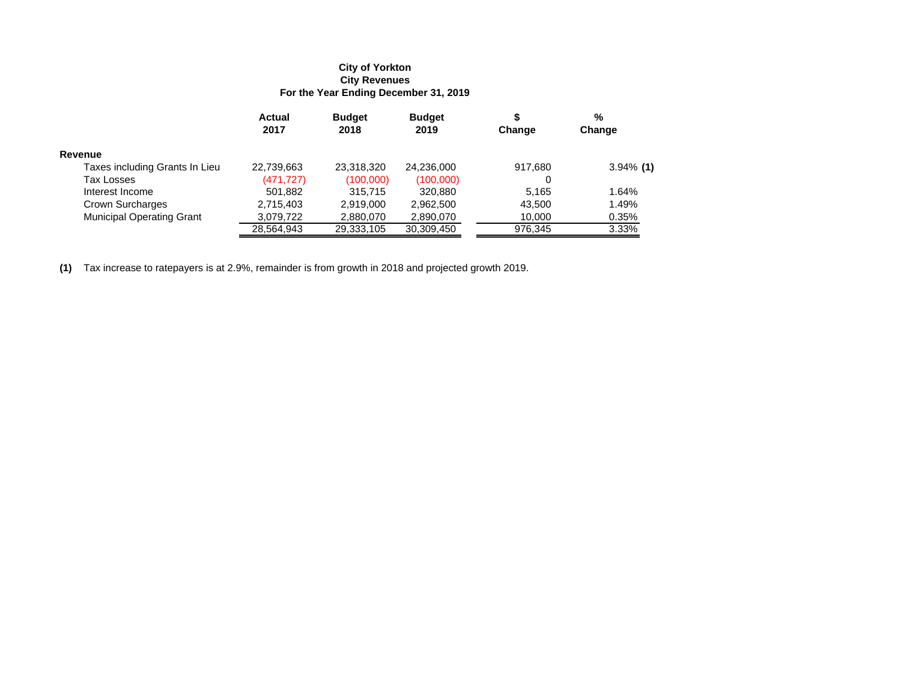**City of Yorkton**
**City Revenues**
**For the Year Ending December 31, 2019**

| | Actual 2017 | Budget 2018 | Budget 2019 | $ Change | % Change |
|---|---|---|---|---|---|
| **Revenue** | | | | | |
| Taxes including Grants In Lieu | 22,739,663 | 23,318,320 | 24,236,000 | 917,680 | 3.94% **(1)** |
| Tax Losses | (471,727) | (100,000) | (100,000) | 0 | |
| Interest Income | 501,882 | 315,715 | 320,880 | 5,165 | 1.64% |
| Crown Surcharges | 2,715,403 | 2,919,000 | 2,962,500 | 43,500 | 1.49% |
| Municipal Operating Grant | 3,079,722 | 2,880,070 | 2,890,070 | 10,000 | 0.35% |
| | 28,564,943 | 29,333,105 | 30,309,450 | 976,345 | 3.33% |

**(1)** Tax increase to ratepayers is at 2.9%, remainder is from growth in 2018 and projected growth 2019.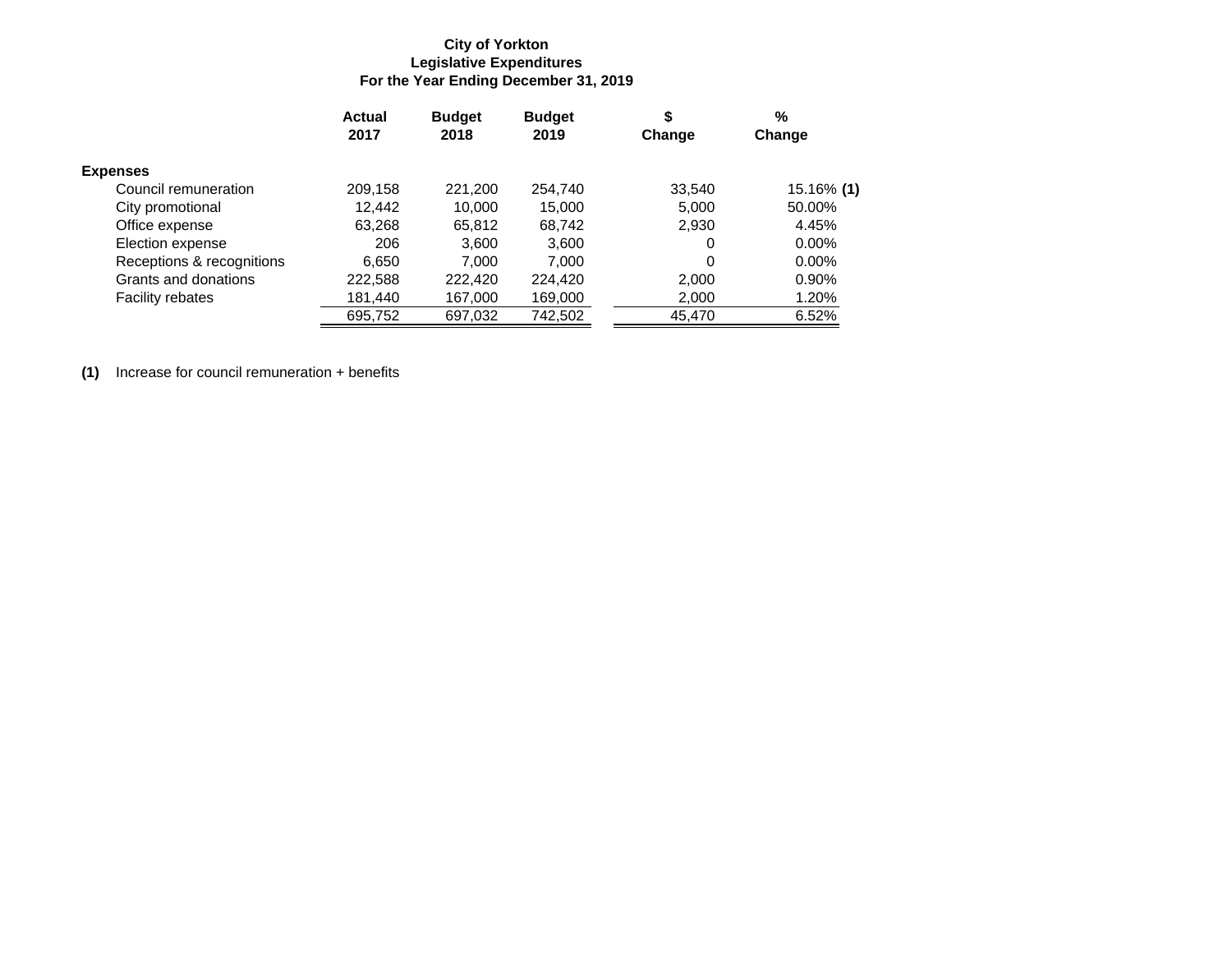**City of Yorkton**
**Legislative Expenditures**
**For the Year Ending December 31, 2019**

| | Actual 2017 | Budget 2018 | Budget 2019 | $ Change | % Change |
|---|---|---|---|---|---|
| **Expenses** | | | | | |
| Council remuneration | 209,158 | 221,200 | 254,740 | 33,540 | 15.16% **(1)** |
| City promotional | 12,442 | 10,000 | 15,000 | 5,000 | 50.00% |
| Office expense | 63,268 | 65,812 | 68,742 | 2,930 | 4.45% |
| Election expense | 206 | 3,600 | 3,600 | 0 | 0.00% |
| Receptions & recognitions | 6,650 | 7,000 | 7,000 | 0 | 0.00% |
| Grants and donations | 222,588 | 222,420 | 224,420 | 2,000 | 0.90% |
| Facility rebates | 181,440 | 167,000 | 169,000 | 2,000 | 1.20% |
| | 695,752 | 697,032 | 742,502 | 45,470 | 6.52% |

**(1)** Increase for council remuneration + benefits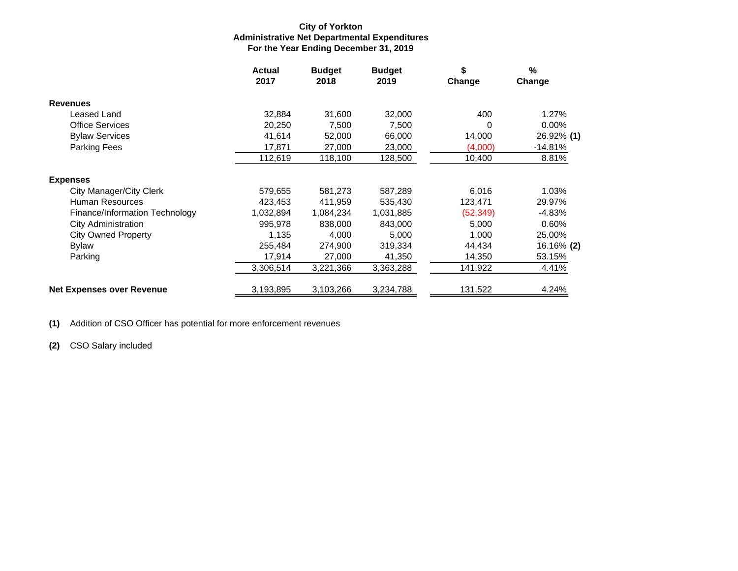**City of Yorkton**
**Administrative Net Departmental Expenditures**
**For the Year Ending December 31, 2019**

| | Actual 2017 | Budget 2018 | Budget 2019 | $ Change | % Change |
|---|---|---|---|---|---|
| **Revenues** | | | | | |
| Leased Land | 32,884 | 31,600 | 32,000 | 400 | 1.27% |
| Office Services | 20,250 | 7,500 | 7,500 | 0 | 0.00% |
| Bylaw Services | 41,614 | 52,000 | 66,000 | 14,000 | 26.92% **(1)** |
| Parking Fees | 17,871 | 27,000 | 23,000 | (4,000) | -14.81% |
| | 112,619 | 118,100 | 128,500 | 10,400 | 8.81% |
| **Expenses** | | | | | |
| City Manager/City Clerk | 579,655 | 581,273 | 587,289 | 6,016 | 1.03% |
| Human Resources | 423,453 | 411,959 | 535,430 | 123,471 | 29.97% |
| Finance/Information Technology | 1,032,894 | 1,084,234 | 1,031,885 | (52,349) | -4.83% |
| City Administration | 995,978 | 838,000 | 843,000 | 5,000 | 0.60% |
| City Owned Property | 1,135 | 4,000 | 5,000 | 1,000 | 25.00% |
| Bylaw | 255,484 | 274,900 | 319,334 | 44,434 | 16.16% **(2)** |
| Parking | 17,914 | 27,000 | 41,350 | 14,350 | 53.15% |
| | 3,306,514 | 3,221,366 | 3,363,288 | 141,922 | 4.41% |
| **Net Expenses over Revenue** | 3,193,895 | 3,103,266 | 3,234,788 | 131,522 | 4.24% |

**(1)** Addition of CSO Officer has potential for more enforcement revenues

**(2)** CSO Salary included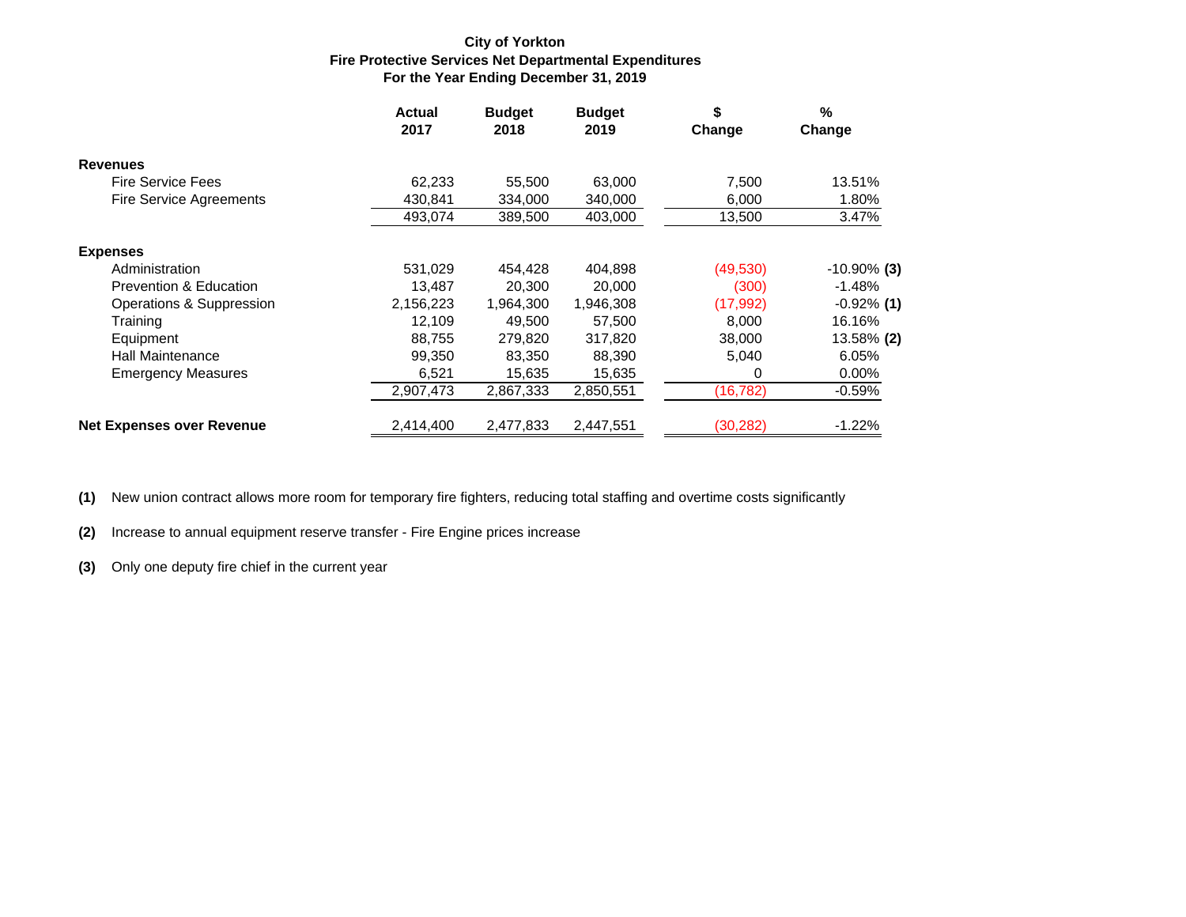**City of Yorkton**
**Fire Protective Services Net Departmental Expenditures**
**For the Year Ending December 31, 2019**

| | Actual 2017 | Budget 2018 | Budget 2019 | $ Change | % Change |
|---|---|---|---|---|---|
| **Revenues** | | | | | |
| Fire Service Fees | 62,233 | 55,500 | 63,000 | 7,500 | 13.51% |
| Fire Service Agreements | 430,841 | 334,000 | 340,000 | 6,000 | 1.80% |
| | 493,074 | 389,500 | 403,000 | 13,500 | 3.47% |
| **Expenses** | | | | | |
| Administration | 531,029 | 454,428 | 404,898 | (49,530) | -10.90% **(3)** |
| Prevention & Education | 13,487 | 20,300 | 20,000 | (300) | -1.48% |
| Operations & Suppression | 2,156,223 | 1,964,300 | 1,946,308 | (17,992) | -0.92% **(1)** |
| Training | 12,109 | 49,500 | 57,500 | 8,000 | 16.16% |
| Equipment | 88,755 | 279,820 | 317,820 | 38,000 | 13.58% **(2)** |
| Hall Maintenance | 99,350 | 83,350 | 88,390 | 5,040 | 6.05% |
| Emergency Measures | 6,521 | 15,635 | 15,635 | 0 | 0.00% |
| | 2,907,473 | 2,867,333 | 2,850,551 | (16,782) | -0.59% |
| **Net Expenses over Revenue** | 2,414,400 | 2,477,833 | 2,447,551 | (30,282) | -1.22% |

**(1)** New union contract allows more room for temporary fire fighters, reducing total staffing and overtime costs significantly

**(2)** Increase to annual equipment reserve transfer - Fire Engine prices increase

**(3)** Only one deputy fire chief in the current year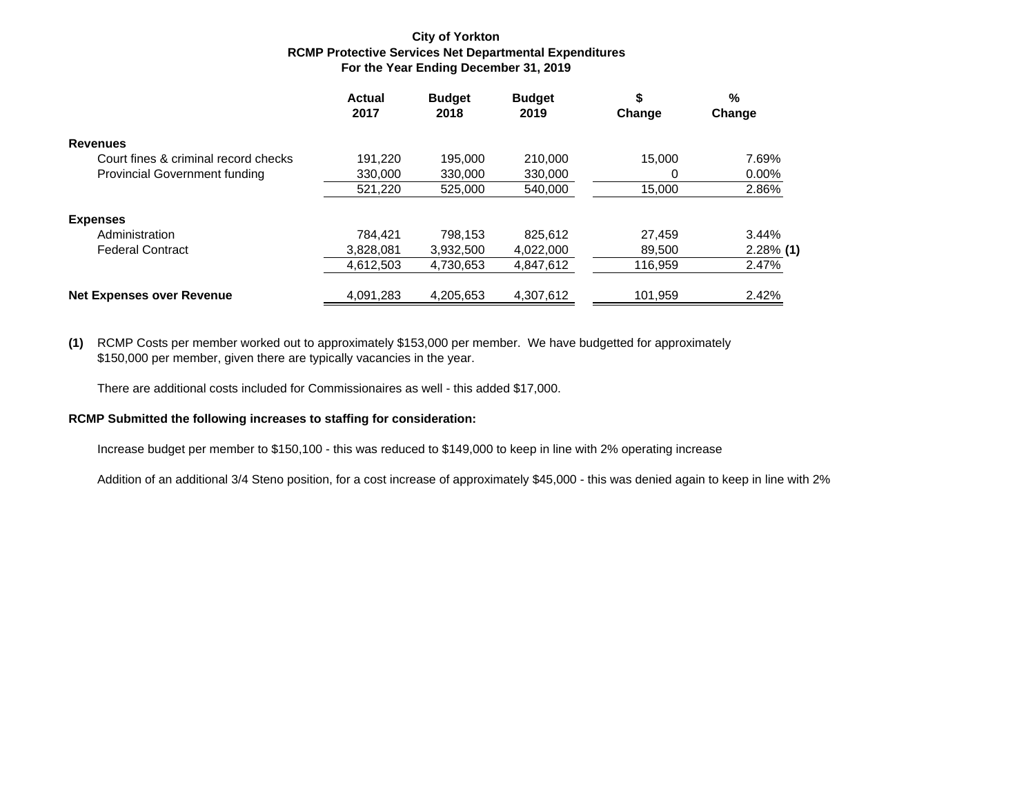**City of Yorkton**
**RCMP Protective Services Net Departmental Expenditures**
**For the Year Ending December 31, 2019**

| | Actual 2017 | Budget 2018 | Budget 2019 | $ Change | % Change |
|---|---|---|---|---|---|
| **Revenues** | | | | | |
| Court fines & criminal record checks | 191,220 | 195,000 | 210,000 | 15,000 | 7.69% |
| Provincial Government funding | 330,000 | 330,000 | 330,000 | 0 | 0.00% |
| | 521,220 | 525,000 | 540,000 | 15,000 | 2.86% |
| **Expenses** | | | | | |
| Administration | 784,421 | 798,153 | 825,612 | 27,459 | 3.44% |
| Federal Contract | 3,828,081 | 3,932,500 | 4,022,000 | 89,500 | 2.28% **(1)** |
| | 4,612,503 | 4,730,653 | 4,847,612 | 116,959 | 2.47% |
| **Net Expenses over Revenue** | 4,091,283 | 4,205,653 | 4,307,612 | 101,959 | 2.42% |

**(1)** RCMP Costs per member worked out to approximately $153,000 per member. We have budgetted for approximately $150,000 per member, given there are typically vacancies in the year.

There are additional costs included for Commissionaires as well - this added $17,000.

**RCMP Submitted the following increases to staffing for consideration:**

Increase budget per member to $150,100 - this was reduced to $149,000 to keep in line with 2% operating increase

Addition of an additional 3/4 Steno position, for a cost increase of approximately $45,000 - this was denied again to keep in line with 2%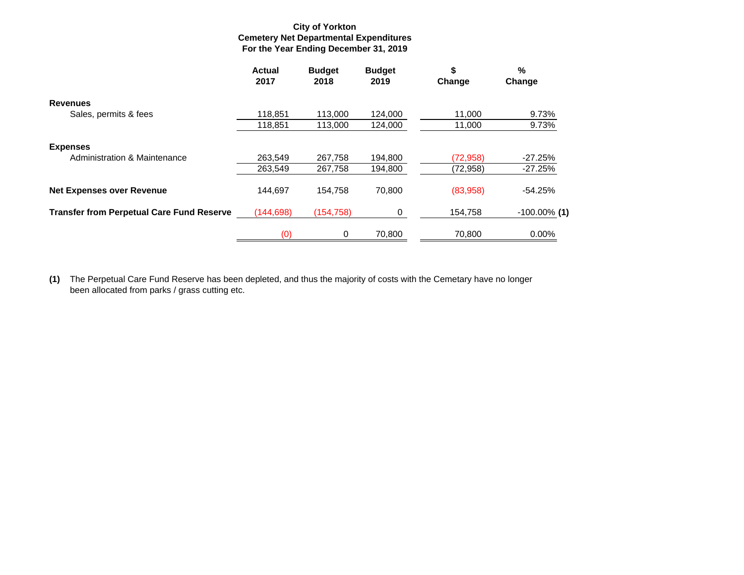**City of Yorkton**
**Cemetery Net Departmental Expenditures**
**For the Year Ending December 31, 2019**

| | Actual 2017 | Budget 2018 | Budget 2019 | $ Change | % Change |
|---|---|---|---|---|---|
| **Revenues** | | | | | |
| Sales, permits & fees | 118,851 | 113,000 | 124,000 | 11,000 | 9.73% |
| | 118,851 | 113,000 | 124,000 | 11,000 | 9.73% |
| **Expenses** | | | | | |
| Administration & Maintenance | 263,549 | 267,758 | 194,800 | (72,958) | -27.25% |
| | 263,549 | 267,758 | 194,800 | (72,958) | -27.25% |
| **Net Expenses over Revenue** | 144,697 | 154,758 | 70,800 | (83,958) | -54.25% |
| **Transfer from Perpetual Care Fund Reserve** | (144,698) | (154,758) | 0 | 154,758 | -100.00% **(1)** |
| | (0) | 0 | 70,800 | 70,800 | 0.00% |

**(1)** The Perpetual Care Fund Reserve has been depleted, and thus the majority of costs with the Cemetary have no longer been allocated from parks / grass cutting etc.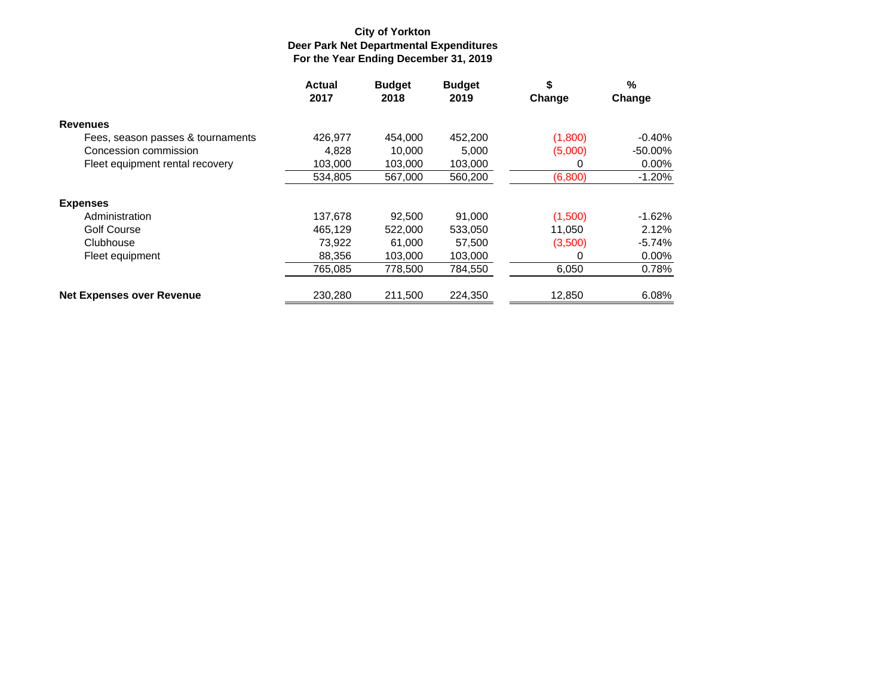**City of Yorkton**
**Deer Park Net Departmental Expenditures**
**For the Year Ending December 31, 2019**

| | Actual 2017 | Budget 2018 | Budget 2019 | $ Change | % Change |
|---|---|---|---|---|---|
| **Revenues** | | | | | |
| Fees, season passes & tournaments | 426,977 | 454,000 | 452,200 | (1,800) | -0.40% |
| Concession commission | 4,828 | 10,000 | 5,000 | (5,000) | -50.00% |
| Fleet equipment rental recovery | 103,000 | 103,000 | 103,000 | 0 | 0.00% |
| | 534,805 | 567,000 | 560,200 | (6,800) | -1.20% |
| **Expenses** | | | | | |
| Administration | 137,678 | 92,500 | 91,000 | (1,500) | -1.62% |
| Golf Course | 465,129 | 522,000 | 533,050 | 11,050 | 2.12% |
| Clubhouse | 73,922 | 61,000 | 57,500 | (3,500) | -5.74% |
| Fleet equipment | 88,356 | 103,000 | 103,000 | 0 | 0.00% |
| | 765,085 | 778,500 | 784,550 | 6,050 | 0.78% |
| **Net Expenses over Revenue** | 230,280 | 211,500 | 224,350 | 12,850 | 6.08% |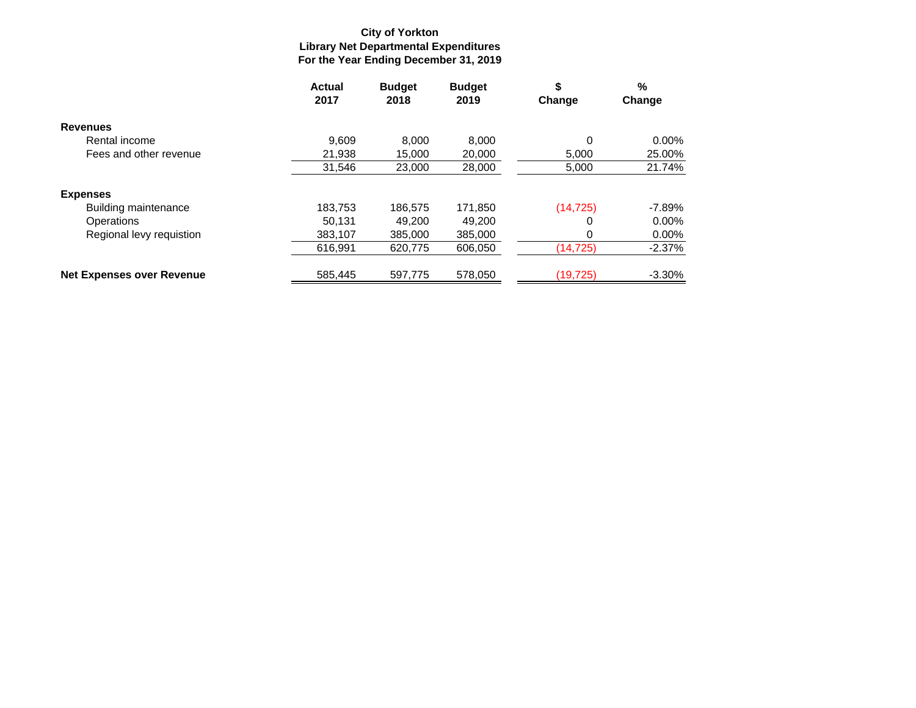**City of Yorkton**
**Library Net Departmental Expenditures**
**For the Year Ending December 31, 2019**

| | Actual 2017 | Budget 2018 | Budget 2019 | $ Change | % Change |
|---|---|---|---|---|---|
| **Revenues** | | | | | |
| Rental income | 9,609 | 8,000 | 8,000 | 0 | 0.00% |
| Fees and other revenue | 21,938 | 15,000 | 20,000 | 5,000 | 25.00% |
| | 31,546 | 23,000 | 28,000 | 5,000 | 21.74% |
| **Expenses** | | | | | |
| Building maintenance | 183,753 | 186,575 | 171,850 | (14,725) | -7.89% |
| Operations | 50,131 | 49,200 | 49,200 | 0 | 0.00% |
| Regional levy requistion | 383,107 | 385,000 | 385,000 | 0 | 0.00% |
| | 616,991 | 620,775 | 606,050 | (14,725) | -2.37% |
| **Net Expenses over Revenue** | 585,445 | 597,775 | 578,050 | (19,725) | -3.30% |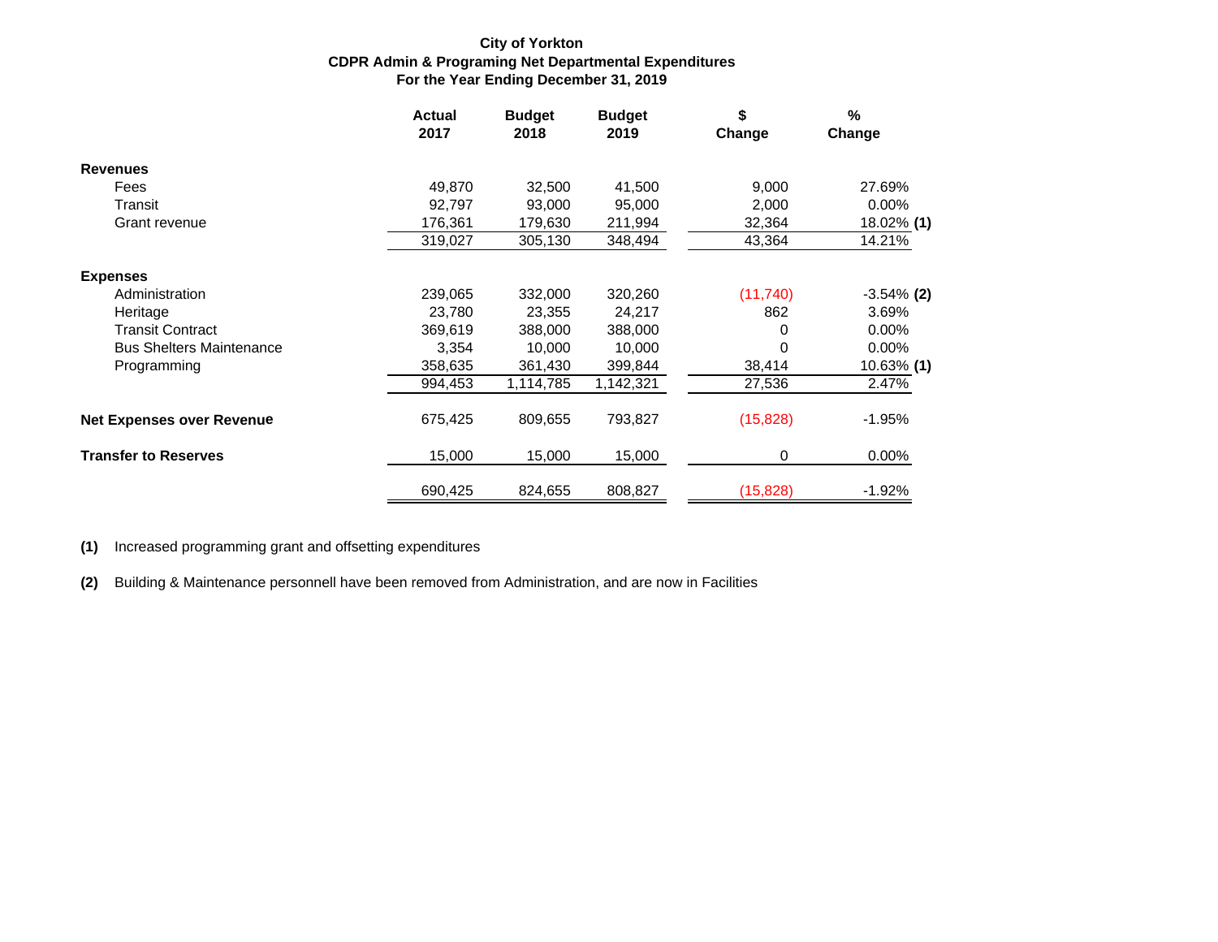**City of Yorkton**
**CDPR Admin & Programing Net Departmental Expenditures**
**For the Year Ending December 31, 2019**

| | Actual 2017 | Budget 2018 | Budget 2019 | $ Change | % Change |
|---|---|---|---|---|---|
| **Revenues** | | | | | |
| Fees | 49,870 | 32,500 | 41,500 | 9,000 | 27.69% |
| Transit | 92,797 | 93,000 | 95,000 | 2,000 | 0.00% |
| Grant revenue | 176,361 | 179,630 | 211,994 | 32,364 | 18.02% **(1)** |
| | 319,027 | 305,130 | 348,494 | 43,364 | 14.21% |
| **Expenses** | | | | | |
| Administration | 239,065 | 332,000 | 320,260 | (11,740) | -3.54% **(2)** |
| Heritage | 23,780 | 23,355 | 24,217 | 862 | 3.69% |
| Transit Contract | 369,619 | 388,000 | 388,000 | 0 | 0.00% |
| Bus Shelters Maintenance | 3,354 | 10,000 | 10,000 | 0 | 0.00% |
| Programming | 358,635 | 361,430 | 399,844 | 38,414 | 10.63% **(1)** |
| | 994,453 | 1,114,785 | 1,142,321 | 27,536 | 2.47% |
| **Net Expenses over Revenue** | 675,425 | 809,655 | 793,827 | (15,828) | -1.95% |
| **Transfer to Reserves** | 15,000 | 15,000 | 15,000 | 0 | 0.00% |
| | 690,425 | 824,655 | 808,827 | (15,828) | -1.92% |

**(1)** Increased programming grant and offsetting expenditures

**(2)** Building & Maintenance personnell have been removed from Administration, and are now in Facilities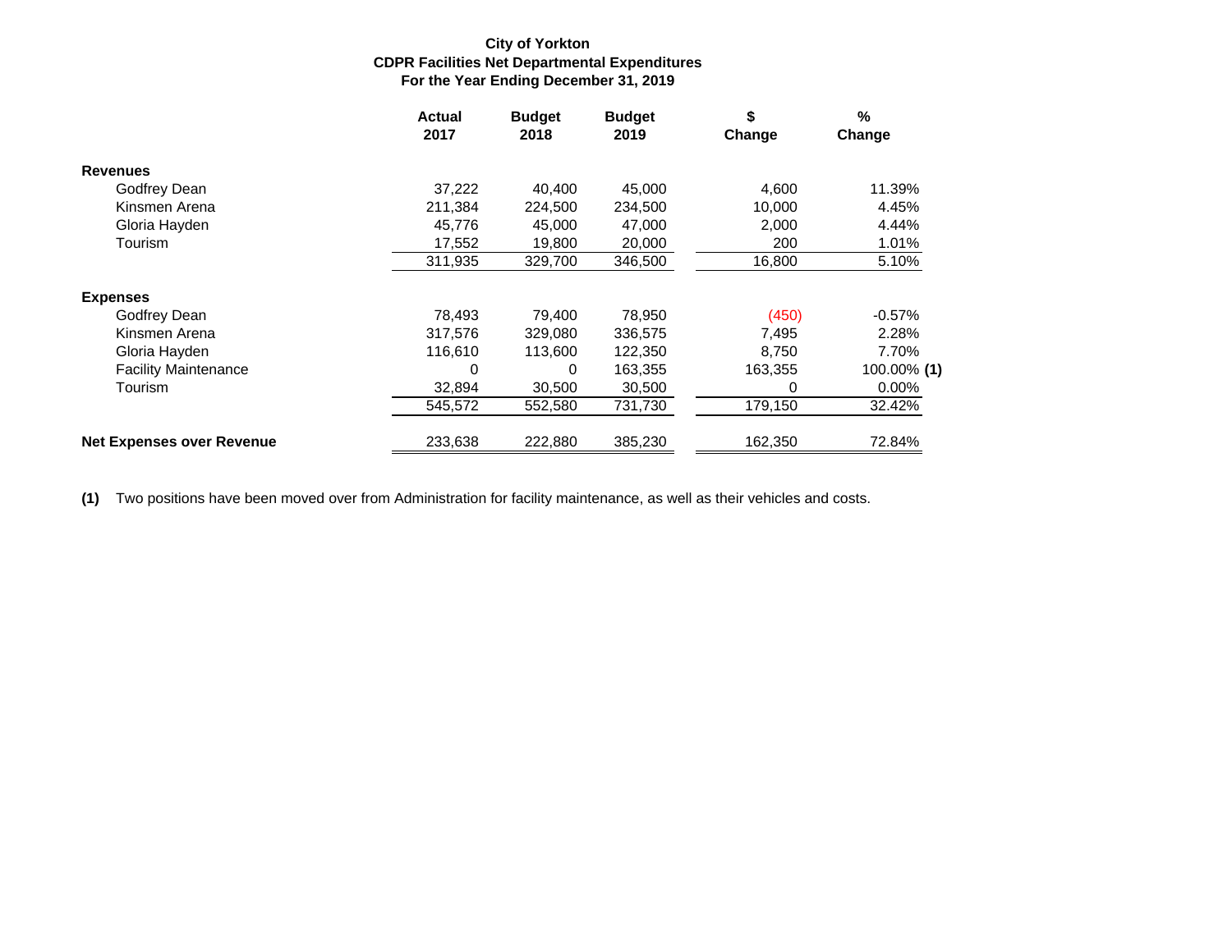**City of Yorkton**
**CDPR Facilities Net Departmental Expenditures**
**For the Year Ending December 31, 2019**

| | Actual 2017 | Budget 2018 | Budget 2019 | $ Change | % Change |
|---|---|---|---|---|---|
| **Revenues** | | | | | |
| Godfrey Dean | 37,222 | 40,400 | 45,000 | 4,600 | 11.39% |
| Kinsmen Arena | 211,384 | 224,500 | 234,500 | 10,000 | 4.45% |
| Gloria Hayden | 45,776 | 45,000 | 47,000 | 2,000 | 4.44% |
| Tourism | 17,552 | 19,800 | 20,000 | 200 | 1.01% |
| | 311,935 | 329,700 | 346,500 | 16,800 | 5.10% |
| **Expenses** | | | | | |
| Godfrey Dean | 78,493 | 79,400 | 78,950 | (450) | -0.57% |
| Kinsmen Arena | 317,576 | 329,080 | 336,575 | 7,495 | 2.28% |
| Gloria Hayden | 116,610 | 113,600 | 122,350 | 8,750 | 7.70% |
| Facility Maintenance | 0 | 0 | 163,355 | 163,355 | 100.00% **(1)** |
| Tourism | 32,894 | 30,500 | 30,500 | 0 | 0.00% |
| | 545,572 | 552,580 | 731,730 | 179,150 | 32.42% |
| **Net Expenses over Revenue** | 233,638 | 222,880 | 385,230 | 162,350 | 72.84% |

**(1)** Two positions have been moved over from Administration for facility maintenance, as well as their vehicles and costs.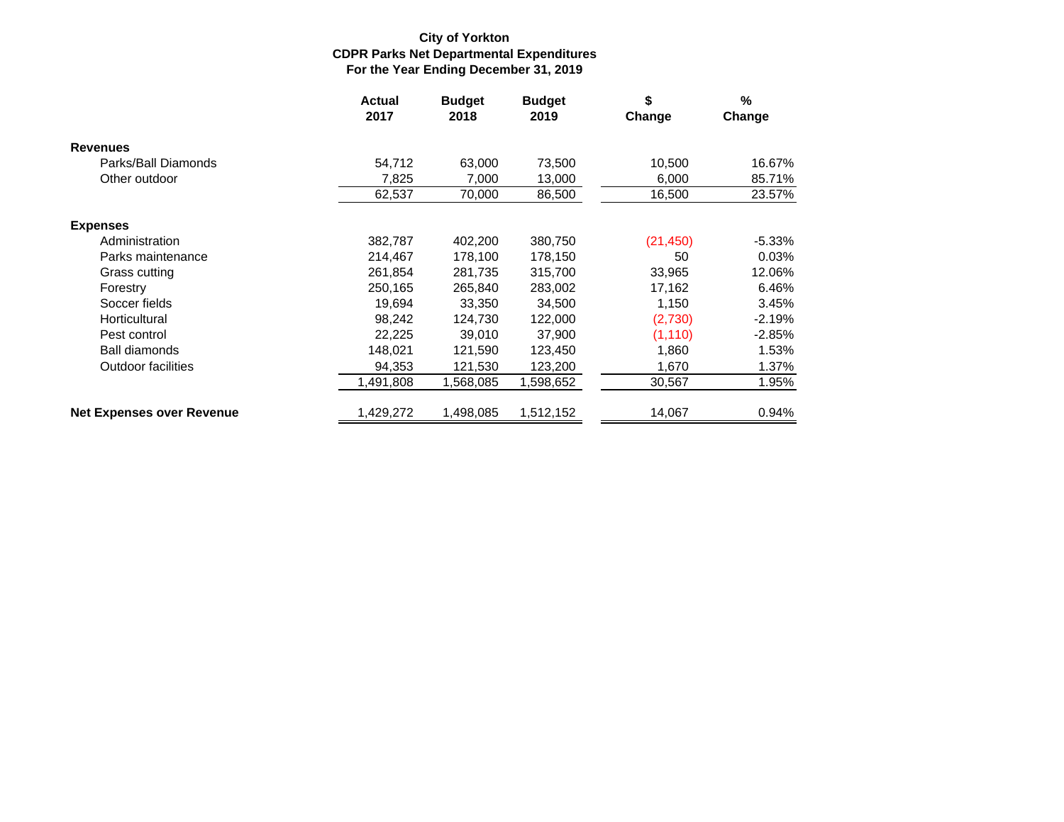**City of Yorkton**
**CDPR Parks Net Departmental Expenditures**
**For the Year Ending December 31, 2019**

| | Actual 2017 | Budget 2018 | Budget 2019 | $ Change | % Change |
|---|---|---|---|---|---|
| **Revenues** | | | | | |
| Parks/Ball Diamonds | 54,712 | 63,000 | 73,500 | 10,500 | 16.67% |
| Other outdoor | 7,825 | 7,000 | 13,000 | 6,000 | 85.71% |
| | 62,537 | 70,000 | 86,500 | 16,500 | 23.57% |
| **Expenses** | | | | | |
| Administration | 382,787 | 402,200 | 380,750 | (21,450) | -5.33% |
| Parks maintenance | 214,467 | 178,100 | 178,150 | 50 | 0.03% |
| Grass cutting | 261,854 | 281,735 | 315,700 | 33,965 | 12.06% |
| Forestry | 250,165 | 265,840 | 283,002 | 17,162 | 6.46% |
| Soccer fields | 19,694 | 33,350 | 34,500 | 1,150 | 3.45% |
| Horticultural | 98,242 | 124,730 | 122,000 | (2,730) | -2.19% |
| Pest control | 22,225 | 39,010 | 37,900 | (1,110) | -2.85% |
| Ball diamonds | 148,021 | 121,590 | 123,450 | 1,860 | 1.53% |
| Outdoor facilities | 94,353 | 121,530 | 123,200 | 1,670 | 1.37% |
| | 1,491,808 | 1,568,085 | 1,598,652 | 30,567 | 1.95% |
| **Net Expenses over Revenue** | 1,429,272 | 1,498,085 | 1,512,152 | 14,067 | 0.94% |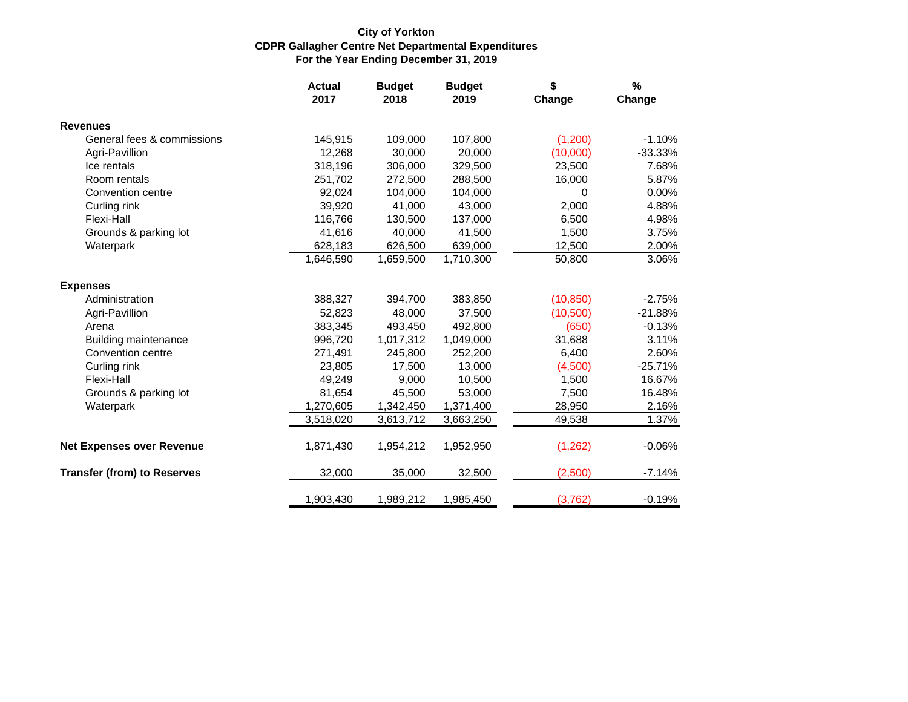**City of Yorkton**
**CDPR Gallagher Centre Net Departmental Expenditures**
**For the Year Ending December 31, 2019**

| | Actual 2017 | Budget 2018 | Budget 2019 | $ Change | % Change |
|---|---|---|---|---|---|
| **Revenues** | | | | | |
| General fees & commissions | 145,915 | 109,000 | 107,800 | (1,200) | -1.10% |
| Agri-Pavillion | 12,268 | 30,000 | 20,000 | (10,000) | -33.33% |
| Ice rentals | 318,196 | 306,000 | 329,500 | 23,500 | 7.68% |
| Room rentals | 251,702 | 272,500 | 288,500 | 16,000 | 5.87% |
| Convention centre | 92,024 | 104,000 | 104,000 | 0 | 0.00% |
| Curling rink | 39,920 | 41,000 | 43,000 | 2,000 | 4.88% |
| Flexi-Hall | 116,766 | 130,500 | 137,000 | 6,500 | 4.98% |
| Grounds & parking lot | 41,616 | 40,000 | 41,500 | 1,500 | 3.75% |
| Waterpark | 628,183 | 626,500 | 639,000 | 12,500 | 2.00% |
| | 1,646,590 | 1,659,500 | 1,710,300 | 50,800 | 3.06% |
| **Expenses** | | | | | |
| Administration | 388,327 | 394,700 | 383,850 | (10,850) | -2.75% |
| Agri-Pavillion | 52,823 | 48,000 | 37,500 | (10,500) | -21.88% |
| Arena | 383,345 | 493,450 | 492,800 | (650) | -0.13% |
| Building maintenance | 996,720 | 1,017,312 | 1,049,000 | 31,688 | 3.11% |
| Convention centre | 271,491 | 245,800 | 252,200 | 6,400 | 2.60% |
| Curling rink | 23,805 | 17,500 | 13,000 | (4,500) | -25.71% |
| Flexi-Hall | 49,249 | 9,000 | 10,500 | 1,500 | 16.67% |
| Grounds & parking lot | 81,654 | 45,500 | 53,000 | 7,500 | 16.48% |
| Waterpark | 1,270,605 | 1,342,450 | 1,371,400 | 28,950 | 2.16% |
| | 3,518,020 | 3,613,712 | 3,663,250 | 49,538 | 1.37% |
| **Net Expenses over Revenue** | 1,871,430 | 1,954,212 | 1,952,950 | (1,262) | -0.06% |
| **Transfer (from) to Reserves** | 32,000 | 35,000 | 32,500 | (2,500) | -7.14% |
| | 1,903,430 | 1,989,212 | 1,985,450 | (3,762) | -0.19% |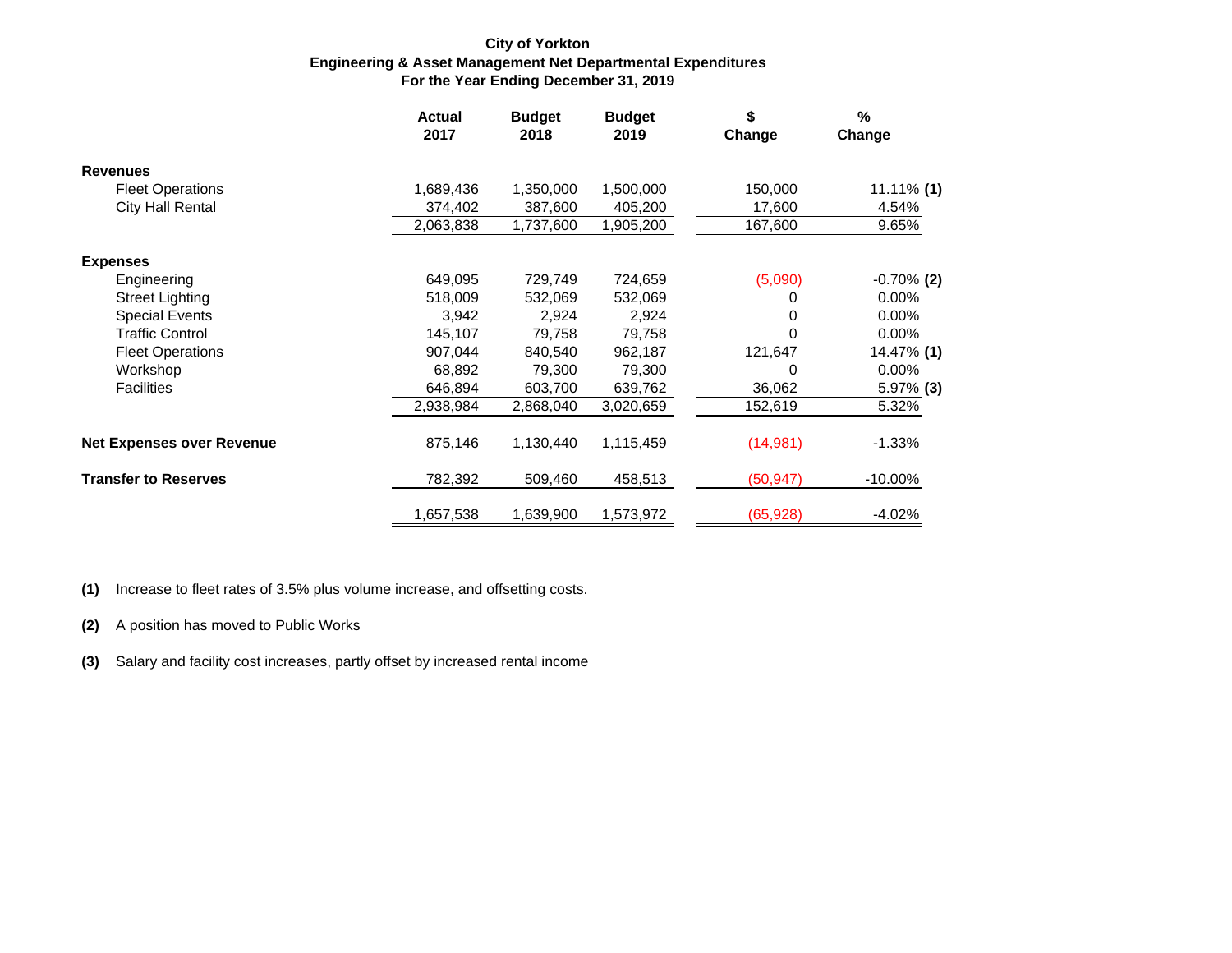**City of Yorkton**
**Engineering & Asset Management Net Departmental Expenditures**
**For the Year Ending December 31, 2019**

| | Actual 2017 | Budget 2018 | Budget 2019 | $ Change | % Change |
|---|---|---|---|---|---|
| **Revenues** | | | | | |
| Fleet Operations | 1,689,436 | 1,350,000 | 1,500,000 | 150,000 | 11.11% **(1)** |
| City Hall Rental | 374,402 | 387,600 | 405,200 | 17,600 | 4.54% |
| | 2,063,838 | 1,737,600 | 1,905,200 | 167,600 | 9.65% |
| **Expenses** | | | | | |
| Engineering | 649,095 | 729,749 | 724,659 | (5,090) | -0.70% **(2)** |
| Street Lighting | 518,009 | 532,069 | 532,069 | 0 | 0.00% |
| Special Events | 3,942 | 2,924 | 2,924 | 0 | 0.00% |
| Traffic Control | 145,107 | 79,758 | 79,758 | 0 | 0.00% |
| Fleet Operations | 907,044 | 840,540 | 962,187 | 121,647 | 14.47% **(1)** |
| Workshop | 68,892 | 79,300 | 79,300 | 0 | 0.00% |
| Facilities | 646,894 | 603,700 | 639,762 | 36,062 | 5.97% **(3)** |
| | 2,938,984 | 2,868,040 | 3,020,659 | 152,619 | 5.32% |
| **Net Expenses over Revenue** | 875,146 | 1,130,440 | 1,115,459 | (14,981) | -1.33% |
| **Transfer to Reserves** | 782,392 | 509,460 | 458,513 | (50,947) | -10.00% |
| | 1,657,538 | 1,639,900 | 1,573,972 | (65,928) | -4.02% |

**(1)** Increase to fleet rates of 3.5% plus volume increase, and offsetting costs.

**(2)** A position has moved to Public Works

**(3)** Salary and facility cost increases, partly offset by increased rental income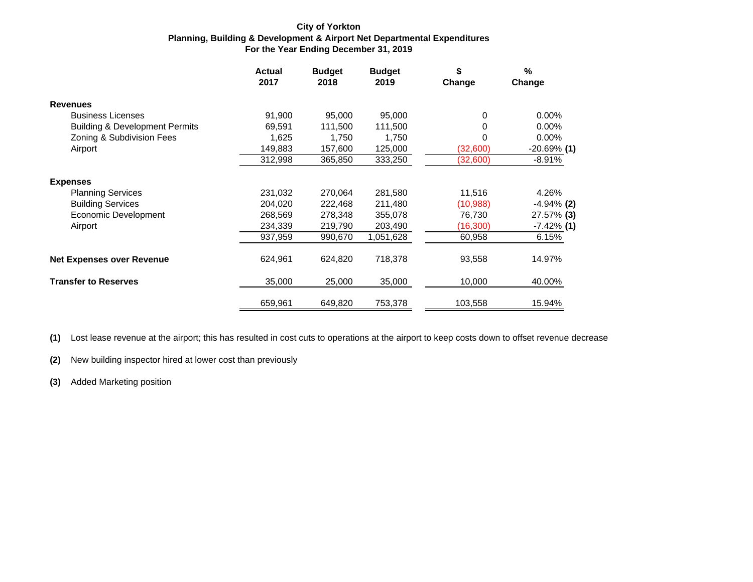**City of Yorkton**
**Planning, Building & Development & Airport Net Departmental Expenditures**
**For the Year Ending December 31, 2019**

| | Actual 2017 | Budget 2018 | Budget 2019 | $ Change | % Change |
|---|---|---|---|---|---|
| **Revenues** | | | | | |
| Business Licenses | 91,900 | 95,000 | 95,000 | 0 | 0.00% |
| Building & Development Permits | 69,591 | 111,500 | 111,500 | 0 | 0.00% |
| Zoning & Subdivision Fees | 1,625 | 1,750 | 1,750 | 0 | 0.00% |
| Airport | 149,883 | 157,600 | 125,000 | (32,600) | -20.69% **(1)** |
| | 312,998 | 365,850 | 333,250 | (32,600) | -8.91% |
| **Expenses** | | | | | |
| Planning Services | 231,032 | 270,064 | 281,580 | 11,516 | 4.26% |
| Building Services | 204,020 | 222,468 | 211,480 | (10,988) | -4.94% **(2)** |
| Economic Development | 268,569 | 278,348 | 355,078 | 76,730 | 27.57% **(3)** |
| Airport | 234,339 | 219,790 | 203,490 | (16,300) | -7.42% **(1)** |
| | 937,959 | 990,670 | 1,051,628 | 60,958 | 6.15% |
| **Net Expenses over Revenue** | 624,961 | 624,820 | 718,378 | 93,558 | 14.97% |
| **Transfer to Reserves** | 35,000 | 25,000 | 35,000 | 10,000 | 40.00% |
| | 659,961 | 649,820 | 753,378 | 103,558 | 15.94% |

**(1)** Lost lease revenue at the airport; this has resulted in cost cuts to operations at the airport to keep costs down to offset revenue decrease

**(2)** New building inspector hired at lower cost than previously

**(3)** Added Marketing position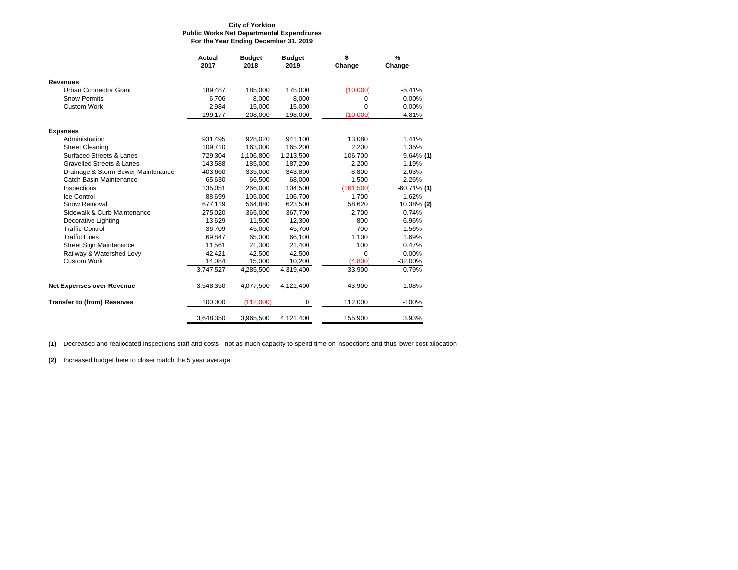**City of Yorkton**
**Public Works Net Departmental Expenditures**
**For the Year Ending December 31, 2019**

| | Actual 2017 | Budget 2018 | Budget 2019 | $ Change | % Change |
|---|---|---|---|---|---|
| **Revenues** | | | | | |
| Urban Connector Grant | 189,487 | 185,000 | 175,000 | (10,000) | -5.41% |
| Snow Permits | 6,706 | 8,000 | 8,000 | 0 | 0.00% |
| Custom Work | 2,984 | 15,000 | 15,000 | 0 | 0.00% |
| | 199,177 | 208,000 | 198,000 | (10,000) | -4.81% |
| **Expenses** | | | | | |
| Administration | 931,495 | 928,020 | 941,100 | 13,080 | 1.41% |
| Street Cleaning | 109,710 | 163,000 | 165,200 | 2,200 | 1.35% |
| Surfaced Streets & Lanes | 729,304 | 1,106,800 | 1,213,500 | 106,700 | 9.64% **(1)** |
| Gravelled Streets & Lanes | 143,588 | 185,000 | 187,200 | 2,200 | 1.19% |
| Drainage & Storm Sewer Maintenance | 403,660 | 335,000 | 343,800 | 8,800 | 2.63% |
| Catch Basin Maintenance | 65,630 | 66,500 | 68,000 | 1,500 | 2.26% |
| Inspections | 135,051 | 266,000 | 104,500 | (161,500) | -60.71% **(1)** |
| Ice Control | 88,699 | 105,000 | 106,700 | 1,700 | 1.62% |
| Snow Removal | 677,119 | 564,880 | 623,500 | 58,620 | 10.38% **(2)** |
| Sidewalk & Curb Maintenance | 275,020 | 365,000 | 367,700 | 2,700 | 0.74% |
| Decorative Lighting | 13,629 | 11,500 | 12,300 | 800 | 6.96% |
| Traffic Control | 36,709 | 45,000 | 45,700 | 700 | 1.56% |
| Traffic Lines | 69,847 | 65,000 | 66,100 | 1,100 | 1.69% |
| Street Sign Maintenance | 11,561 | 21,300 | 21,400 | 100 | 0.47% |
| Railway & Watershed Levy | 42,421 | 42,500 | 42,500 | 0 | 0.00% |
| Custom Work | 14,084 | 15,000 | 10,200 | (4,800) | -32.00% |
| | 3,747,527 | 4,285,500 | 4,319,400 | 33,900 | 0.79% |
| **Net Expenses over Revenue** | 3,548,350 | 4,077,500 | 4,121,400 | 43,900 | 1.08% |
| **Transfer to (from) Reserves** | 100,000 | (112,000) | 0 | 112,000 | -100% |
| | 3,648,350 | 3,965,500 | 4,121,400 | 155,900 | 3.93% |

**(1)** Decreased and reallocated inspections staff and costs - not as much capacity to spend time on inspections and thus lower cost allocation

**(2)** Increased budget here to closer match the 5 year average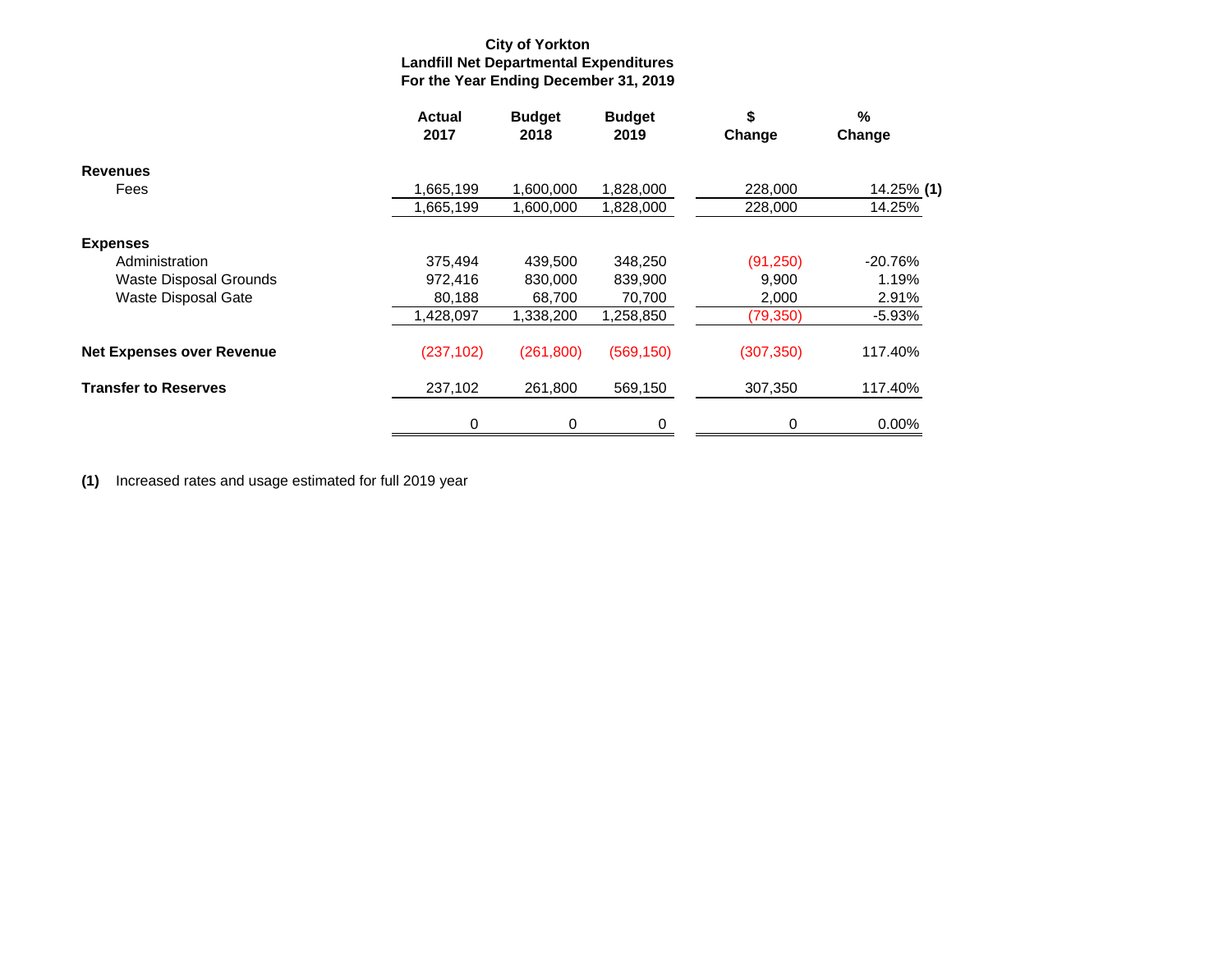**City of Yorkton**
**Landfill Net Departmental Expenditures**
**For the Year Ending December 31, 2019**

| | Actual 2017 | Budget 2018 | Budget 2019 | $ Change | % Change |
|---|---|---|---|---|---|
| **Revenues** | | | | | |
| Fees | 1,665,199 | 1,600,000 | 1,828,000 | 228,000 | 14.25% **(1)** |
| | 1,665,199 | 1,600,000 | 1,828,000 | 228,000 | 14.25% |
| **Expenses** | | | | | |
| Administration | 375,494 | 439,500 | 348,250 | (91,250) | -20.76% |
| Waste Disposal Grounds | 972,416 | 830,000 | 839,900 | 9,900 | 1.19% |
| Waste Disposal Gate | 80,188 | 68,700 | 70,700 | 2,000 | 2.91% |
| | 1,428,097 | 1,338,200 | 1,258,850 | (79,350) | -5.93% |
| **Net Expenses over Revenue** | (237,102) | (261,800) | (569,150) | (307,350) | 117.40% |
| **Transfer to Reserves** | 237,102 | 261,800 | 569,150 | 307,350 | 117.40% |
| | 0 | 0 | 0 | 0 | 0.00% |

**(1)** Increased rates and usage estimated for full 2019 year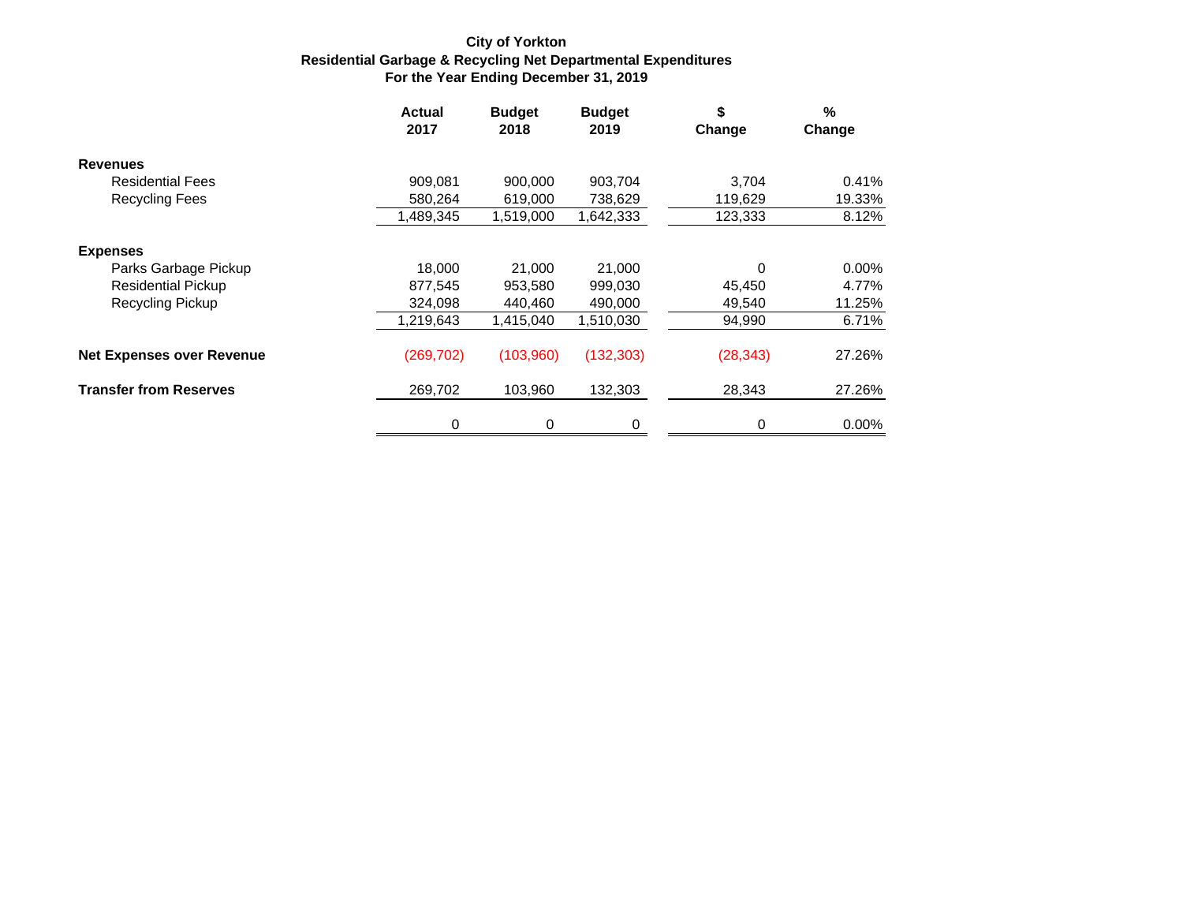**City of Yorkton**
**Residential Garbage & Recycling Net Departmental Expenditures**
**For the Year Ending December 31, 2019**

| | Actual 2017 | Budget 2018 | Budget 2019 | $ Change | % Change |
|---|---|---|---|---|---|
| **Revenues** | | | | | |
| Residential Fees | 909,081 | 900,000 | 903,704 | 3,704 | 0.41% |
| Recycling Fees | 580,264 | 619,000 | 738,629 | 119,629 | 19.33% |
| | 1,489,345 | 1,519,000 | 1,642,333 | 123,333 | 8.12% |
| **Expenses** | | | | | |
| Parks Garbage Pickup | 18,000 | 21,000 | 21,000 | 0 | 0.00% |
| Residential Pickup | 877,545 | 953,580 | 999,030 | 45,450 | 4.77% |
| Recycling Pickup | 324,098 | 440,460 | 490,000 | 49,540 | 11.25% |
| | 1,219,643 | 1,415,040 | 1,510,030 | 94,990 | 6.71% |
| **Net Expenses over Revenue** | (269,702) | (103,960) | (132,303) | (28,343) | 27.26% |
| **Transfer from Reserves** | 269,702 | 103,960 | 132,303 | 28,343 | 27.26% |
| | 0 | 0 | 0 | 0 | 0.00% |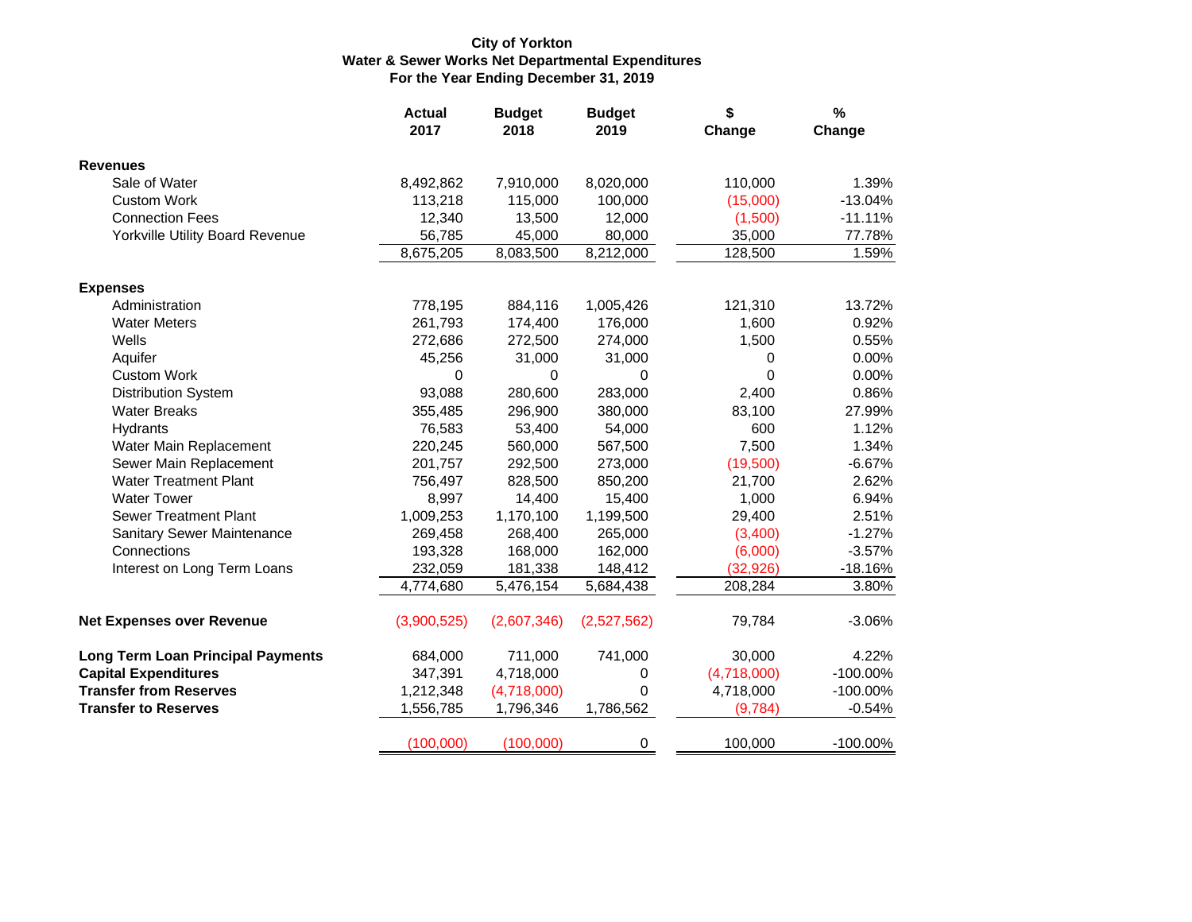**City of Yorkton**
**Water & Sewer Works Net Departmental Expenditures**
**For the Year Ending December 31, 2019**

| | Actual 2017 | Budget 2018 | Budget 2019 | $ Change | % Change |
|---|---|---|---|---|---|
| **Revenues** | | | | | |
| Sale of Water | 8,492,862 | 7,910,000 | 8,020,000 | 110,000 | 1.39% |
| Custom Work | 113,218 | 115,000 | 100,000 | (15,000) | -13.04% |
| Connection Fees | 12,340 | 13,500 | 12,000 | (1,500) | -11.11% |
| Yorkville Utility Board Revenue | 56,785 | 45,000 | 80,000 | 35,000 | 77.78% |
| | 8,675,205 | 8,083,500 | 8,212,000 | 128,500 | 1.59% |
| **Expenses** | | | | | |
| Administration | 778,195 | 884,116 | 1,005,426 | 121,310 | 13.72% |
| Water Meters | 261,793 | 174,400 | 176,000 | 1,600 | 0.92% |
| Wells | 272,686 | 272,500 | 274,000 | 1,500 | 0.55% |
| Aquifer | 45,256 | 31,000 | 31,000 | 0 | 0.00% |
| Custom Work | 0 | 0 | 0 | 0 | 0.00% |
| Distribution System | 93,088 | 280,600 | 283,000 | 2,400 | 0.86% |
| Water Breaks | 355,485 | 296,900 | 380,000 | 83,100 | 27.99% |
| Hydrants | 76,583 | 53,400 | 54,000 | 600 | 1.12% |
| Water Main Replacement | 220,245 | 560,000 | 567,500 | 7,500 | 1.34% |
| Sewer Main Replacement | 201,757 | 292,500 | 273,000 | (19,500) | -6.67% |
| Water Treatment Plant | 756,497 | 828,500 | 850,200 | 21,700 | 2.62% |
| Water Tower | 8,997 | 14,400 | 15,400 | 1,000 | 6.94% |
| Sewer Treatment Plant | 1,009,253 | 1,170,100 | 1,199,500 | 29,400 | 2.51% |
| Sanitary Sewer Maintenance | 269,458 | 268,400 | 265,000 | (3,400) | -1.27% |
| Connections | 193,328 | 168,000 | 162,000 | (6,000) | -3.57% |
| Interest on Long Term Loans | 232,059 | 181,338 | 148,412 | (32,926) | -18.16% |
| | 4,774,680 | 5,476,154 | 5,684,438 | 208,284 | 3.80% |
| **Net Expenses over Revenue** | (3,900,525) | (2,607,346) | (2,527,562) | 79,784 | -3.06% |
| **Long Term Loan Principal Payments** | 684,000 | 711,000 | 741,000 | 30,000 | 4.22% |
| **Capital Expenditures** | 347,391 | 4,718,000 | 0 | (4,718,000) | -100.00% |
| **Transfer from Reserves** | 1,212,348 | (4,718,000) | 0 | 4,718,000 | -100.00% |
| **Transfer to Reserves** | 1,556,785 | 1,796,346 | 1,786,562 | (9,784) | -0.54% |
| | (100,000) | (100,000) | 0 | 100,000 | -100.00% |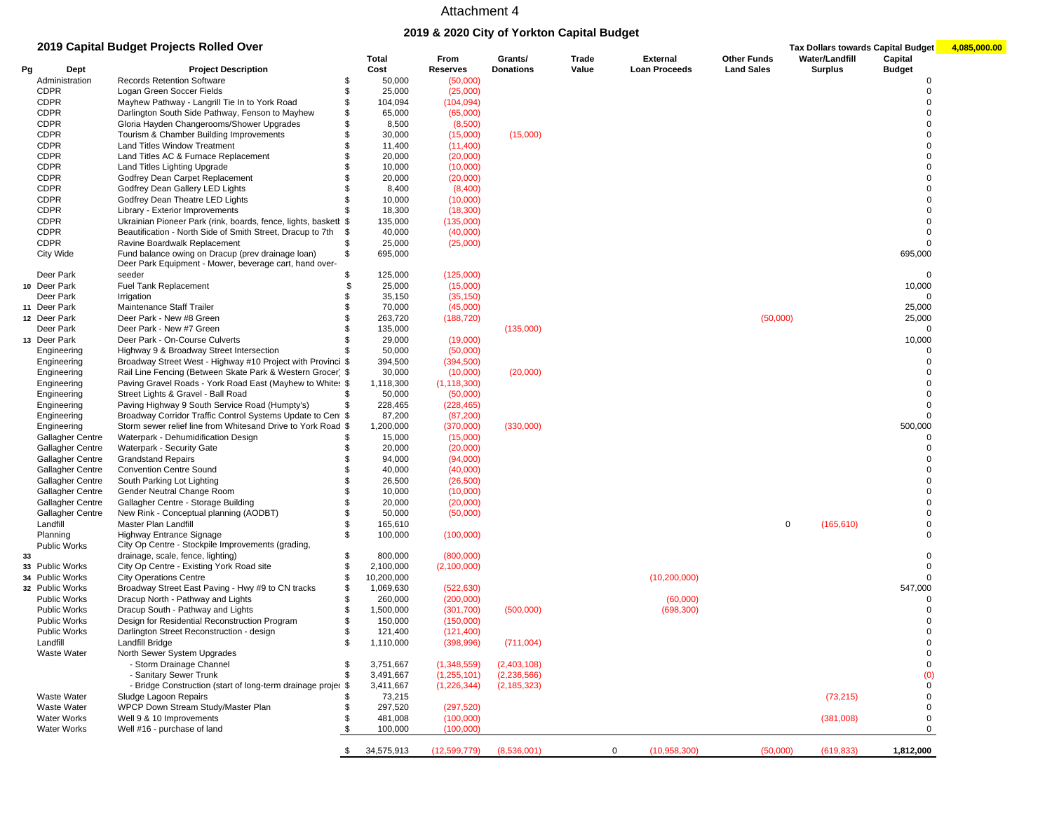Attachment 4

## 2019 & 2020 City of Yorkton Capital Budget

### 2019 Capital Budget Projects Rolled Over

Tax Dollars towards Capital Budget: 4,085,000.00

| Pg | Dept | Project Description | | Total Cost | From Reserves | Grants/ Donations | Trade Value | External Loan Proceeds | Other Funds Land Sales | Water/Landfill Surplus | Capital Budget |
|---|---|---|---|---|---|---|---|---|---|---|---|
| | Administration | Records Retention Software | $ | 50,000 | (50,000) | | | | | | 0 |
| | CDPR | Logan Green Soccer Fields | $ | 25,000 | (25,000) | | | | | | 0 |
| | CDPR | Mayhew Pathway - Langrill Tie In to York Road | $ | 104,094 | (104,094) | | | | | | 0 |
| | CDPR | Darlington South Side Pathway, Fenson to Mayhew | $ | 65,000 | (65,000) | | | | | | 0 |
| | CDPR | Gloria Hayden Changerooms/Shower Upgrades | $ | 8,500 | (8,500) | | | | | | 0 |
| | CDPR | Tourism & Chamber Building Improvements | $ | 30,000 | (15,000) | (15,000) | | | | | 0 |
| | CDPR | Land Titles Window Treatment | $ | 11,400 | (11,400) | | | | | | 0 |
| | CDPR | Land Titles AC & Furnace Replacement | $ | 20,000 | (20,000) | | | | | | 0 |
| | CDPR | Land Titles Lighting Upgrade | $ | 10,000 | (10,000) | | | | | | 0 |
| | CDPR | Godfrey Dean Carpet Replacement | $ | 20,000 | (20,000) | | | | | | 0 |
| | CDPR | Godfrey Dean Gallery LED Lights | $ | 8,400 | (8,400) | | | | | | 0 |
| | CDPR | Godfrey Dean Theatre LED Lights | $ | 10,000 | (10,000) | | | | | | 0 |
| | CDPR | Library - Exterior Improvements | $ | 18,300 | (18,300) | | | | | | 0 |
| | CDPR | Ukrainian Pioneer Park (rink, boards, fence, lights, baskett | $ | 135,000 | (135,000) | | | | | | 0 |
| | CDPR | Beautification - North Side of Smith Street, Dracup to 7th | $ | 40,000 | (40,000) | | | | | | 0 |
| | CDPR | Ravine Boardwalk Replacement | $ | 25,000 | (25,000) | | | | | | 0 |
| | City Wide | Fund balance owing on Dracup (prev drainage loan) | $ | 695,000 | | | | | | | 695,000 |
| | Deer Park | Deer Park Equipment - Mower, beverage cart, hand over-seeder | $ | 125,000 | (125,000) | | | | | | 0 |
| 10 | Deer Park | Fuel Tank Replacement | $ | 25,000 | (15,000) | | | | | | 10,000 |
| | Deer Park | Irrigation | $ | 35,150 | (35,150) | | | | | | 0 |
| 11 | Deer Park | Maintenance Staff Trailer | $ | 70,000 | (45,000) | | | | | | 25,000 |
| 12 | Deer Park | Deer Park - New #8 Green | $ | 263,720 | (188,720) | | | | (50,000) | | 25,000 |
| | Deer Park | Deer Park - New #7 Green | $ | 135,000 | | (135,000) | | | | | 0 |
| 13 | Deer Park | Deer Park - On-Course Culverts | $ | 29,000 | (19,000) | | | | | | 10,000 |
| | Engineering | Highway 9 & Broadway Street Intersection | $ | 50,000 | (50,000) | | | | | | 0 |
| | Engineering | Broadway Street West - Highway #10 Project with Provinci | $ | 394,500 | (394,500) | | | | | | 0 |
| | Engineering | Rail Line Fencing (Between Skate Park & Western Grocer) | $ | 30,000 | (10,000) | (20,000) | | | | | 0 |
| | Engineering | Paving Gravel Roads - York Road East (Mayhew to Whites | $ | 1,118,300 | (1,118,300) | | | | | | 0 |
| | Engineering | Street Lights & Gravel - Ball Road | $ | 50,000 | (50,000) | | | | | | 0 |
| | Engineering | Paving Highway 9 South Service Road (Humpty's) | $ | 228,465 | (228,465) | | | | | | 0 |
| | Engineering | Broadway Corridor Traffic Control Systems Update to Cen | $ | 87,200 | (87,200) | | | | | | 0 |
| | Engineering | Storm sewer relief line from Whitesand Drive to York Road | $ | 1,200,000 | (370,000) | (330,000) | | | | | 500,000 |
| | Gallagher Centre | Waterpark - Dehumidification Design | $ | 15,000 | (15,000) | | | | | | 0 |
| | Gallagher Centre | Waterpark - Security Gate | $ | 20,000 | (20,000) | | | | | | 0 |
| | Gallagher Centre | Grandstand Repairs | $ | 94,000 | (94,000) | | | | | | 0 |
| | Gallagher Centre | Convention Centre Sound | $ | 40,000 | (40,000) | | | | | | 0 |
| | Gallagher Centre | South Parking Lot Lighting | $ | 26,500 | (26,500) | | | | | | 0 |
| | Gallagher Centre | Gender Neutral Change Room | $ | 10,000 | (10,000) | | | | | | 0 |
| | Gallagher Centre | Gallagher Centre - Storage Building | $ | 20,000 | (20,000) | | | | | | 0 |
| | Gallagher Centre | New Rink - Conceptual planning (AODBT) | $ | 50,000 | (50,000) | | | | | | 0 |
| | Landfill | Master Plan Landfill | $ | 165,610 | | | | | 0 | (165,610) | 0 |
| | Planning | Highway Entrance Signage | $ | 100,000 | (100,000) | | | | | | 0 |
| 33 | Public Works | City Op Centre - Stockpile Improvements (grading, drainage, scale, fence, lighting) | $ | 800,000 | (800,000) | | | | | | 0 |
| 33 | Public Works | City Op Centre - Existing York Road site | $ | 2,100,000 | (2,100,000) | | | | | | 0 |
| 34 | Public Works | City Operations Centre | $ | 10,200,000 | | | | (10,200,000) | | | 0 |
| 32 | Public Works | Broadway Street East Paving - Hwy #9 to CN tracks | $ | 1,069,630 | (522,630) | | | | | | 547,000 |
| | Public Works | Dracup North - Pathway and Lights | $ | 260,000 | (200,000) | | | (60,000) | | | 0 |
| | Public Works | Dracup South - Pathway and Lights | $ | 1,500,000 | (301,700) | (500,000) | | (698,300) | | | 0 |
| | Public Works | Design for Residential Reconstruction Program | $ | 150,000 | (150,000) | | | | | | 0 |
| | Public Works | Darlington Street Reconstruction - design | $ | 121,400 | (121,400) | | | | | | 0 |
| | Landfill | Landfill Bridge | $ | 1,110,000 | (398,996) | (711,004) | | | | | 0 |
| | Waste Water | North Sewer System Upgrades | | | | | | | | | 0 |
| | | - Storm Drainage Channel | $ | 3,751,667 | (1,348,559) | (2,403,108) | | | | | 0 |
| | | - Sanitary Sewer Trunk | $ | 3,491,667 | (1,255,101) | (2,236,566) | | | | | (0) |
| | | - Bridge Construction (start of long-term drainage projec | $ | 3,411,667 | (1,226,344) | (2,185,323) | | | | | 0 |
| | Waste Water | Sludge Lagoon Repairs | $ | 73,215 | | | | | | (73,215) | 0 |
| | Waste Water | WPCP Down Stream Study/Master Plan | $ | 297,520 | (297,520) | | | | | | 0 |
| | Water Works | Well 9 & 10 Improvements | $ | 481,008 | (100,000) | | | | | (381,008) | 0 |
| | Water Works | Well #16 - purchase of land | $ | 100,000 | (100,000) | | | | | | 0 |
| | | | $ | 34,575,913 | (12,599,779) | (8,536,001) | 0 | (10,958,300) | (50,000) | (619,833) | **1,812,000** |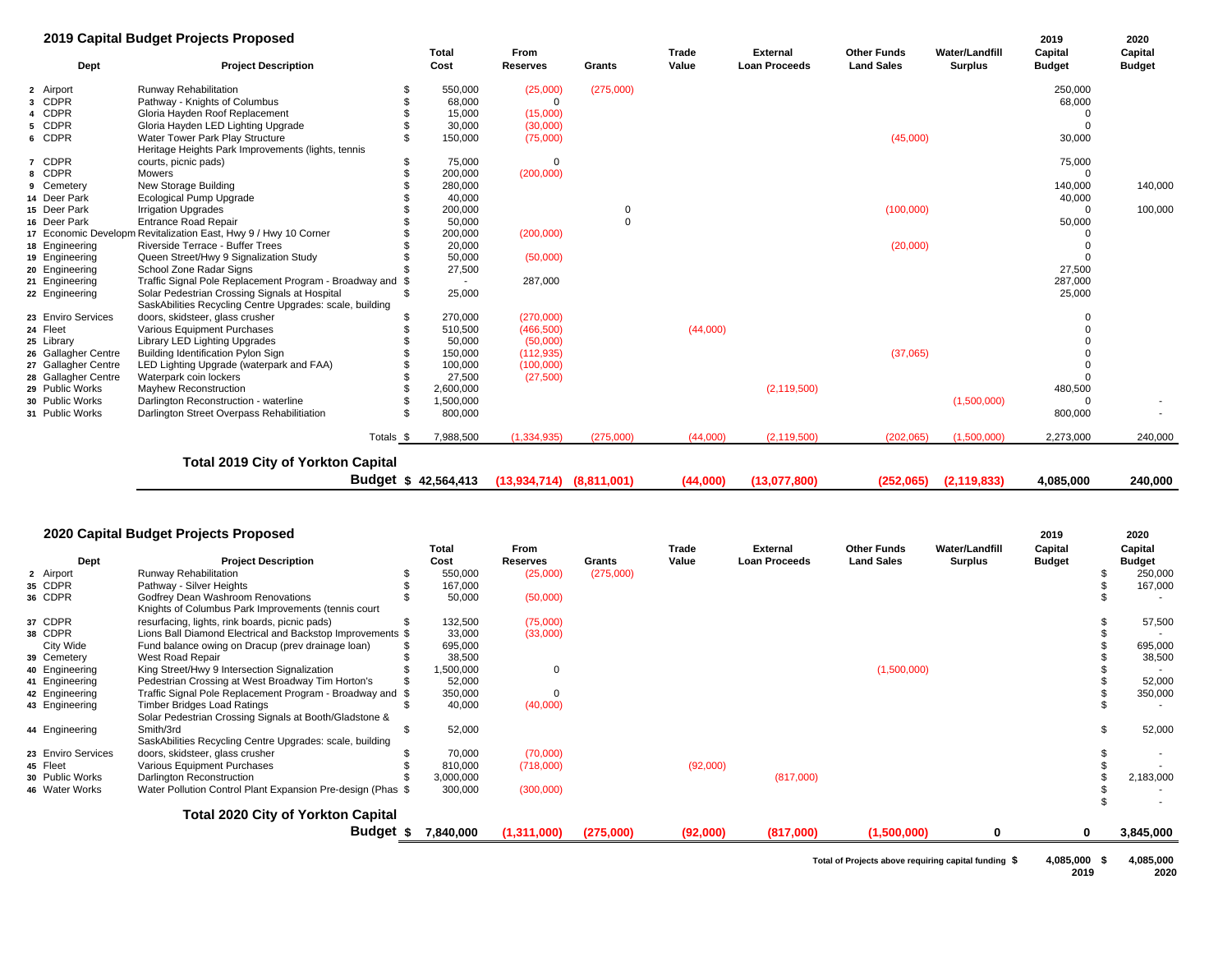## 2019 Capital Budget Projects Proposed

| | Dept | Project Description | | Total Cost | From Reserves | Grants | Trade Value | External Loan Proceeds | Other Funds Land Sales | Water/Landfill Surplus | 2019 Capital Budget | 2020 Capital Budget |
|---|---|---|---|---|---|---|---|---|---|---|---|---|
| 2 | Airport | Runway Rehabilitation | $ | 550,000 | (25,000) | (275,000) | | | | | 250,000 | |
| 3 | CDPR | Pathway - Knights of Columbus | $ | 68,000 | 0 | | | | | | 68,000 | |
| 4 | CDPR | Gloria Hayden Roof Replacement | $ | 15,000 | (15,000) | | | | | | 0 | |
| 5 | CDPR | Gloria Hayden LED Lighting Upgrade | $ | 30,000 | (30,000) | | | | | | 0 | |
| 6 | CDPR | Water Tower Park Play Structure | $ | 150,000 | (75,000) | | | | (45,000) | | 30,000 | |
| 7 | CDPR | Heritage Heights Park Improvements (lights, tennis courts, picnic pads) | $ | 75,000 | 0 | | | | | | 75,000 | |
| 8 | CDPR | Mowers | $ | 200,000 | (200,000) | | | | | | 0 | |
| 9 | Cemetery | New Storage Building | $ | 280,000 | | | | | | | 140,000 | 140,000 |
| 14 | Deer Park | Ecological Pump Upgrade | $ | 40,000 | | | | | | | 40,000 | |
| 15 | Deer Park | Irrigation Upgrades | $ | 200,000 | | 0 | | | (100,000) | | 0 | 100,000 |
| 16 | Deer Park | Entrance Road Repair | $ | 50,000 | | 0 | | | | | 50,000 | |
| 17 | Economic Developm | Revitalization East, Hwy 9 / Hwy 10 Corner | $ | 200,000 | (200,000) | | | | | | 0 | |
| 18 | Engineering | Riverside Terrace - Buffer Trees | $ | 20,000 | | | | | (20,000) | | 0 | |
| 19 | Engineering | Queen Street/Hwy 9 Signalization Study | $ | 50,000 | (50,000) | | | | | | 0 | |
| 20 | Engineering | School Zone Radar Signs | $ | 27,500 | | | | | | | 27,500 | |
| 21 | Engineering | Traffic Signal Pole Replacement Program - Broadway and | $ | - | 287,000 | | | | | | 287,000 | |
| 22 | Engineering | Solar Pedestrian Crossing Signals at Hospital | $ | 25,000 | | | | | | | 25,000 | |
| 23 | Enviro Services | SaskAbilities Recycling Centre Upgrades: scale, building doors, skidsteer, glass crusher | $ | 270,000 | (270,000) | | | | | | 0 | |
| 24 | Fleet | Various Equipment Purchases | $ | 510,500 | (466,500) | | (44,000) | | | | 0 | |
| 25 | Library | Library LED Lighting Upgrades | $ | 50,000 | (50,000) | | | | | | 0 | |
| 26 | Gallagher Centre | Building Identification Pylon Sign | $ | 150,000 | (112,935) | | | | (37,065) | | 0 | |
| 27 | Gallagher Centre | LED Lighting Upgrade (waterpark and FAA) | $ | 100,000 | (100,000) | | | | | | 0 | |
| 28 | Gallagher Centre | Waterpark coin lockers | $ | 27,500 | (27,500) | | | | | | 0 | |
| 29 | Public Works | Mayhew Reconstruction | $ | 2,600,000 | | | | (2,119,500) | | | 480,500 | |
| 30 | Public Works | Darlington Reconstruction - waterline | $ | 1,500,000 | | | | | | (1,500,000) | 0 | - |
| 31 | Public Works | Darlington Street Overpass Rehabilitiation | $ | 800,000 | | | | | | | 800,000 | - |
| | | Totals | $ | 7,988,500 | (1,334,935) | (275,000) | (44,000) | (2,119,500) | (202,065) | (1,500,000) | 2,273,000 | 240,000 |
| | | **Total 2019 City of Yorkton Capital Budget** | **$** | **42,564,413** | **(13,934,714)** | **(8,811,001)** | **(44,000)** | **(13,077,800)** | **(252,065)** | **(2,119,833)** | **4,085,000** | **240,000** |

## 2020 Capital Budget Projects Proposed

| | Dept | Project Description | | Total Cost | From Reserves | Grants | Trade Value | External Loan Proceeds | Other Funds Land Sales | Water/Landfill Surplus | 2019 Capital Budget | | 2020 Capital Budget |
|---|---|---|---|---|---|---|---|---|---|---|---|---|---|
| 2 | Airport | Runway Rehabilitation | $ | 550,000 | (25,000) | (275,000) | | | | | | $ | 250,000 |
| 35 | CDPR | Pathway - Silver Heights | $ | 167,000 | | | | | | | | $ | 167,000 |
| 36 | CDPR | Godfrey Dean Washroom Renovations | $ | 50,000 | (50,000) | | | | | | | $ | - |
| 37 | CDPR | Knights of Columbus Park Improvements (tennis court resurfacing, lights, rink boards, picnic pads) | $ | 132,500 | (75,000) | | | | | | | $ | 57,500 |
| 38 | CDPR | Lions Ball Diamond Electrical and Backstop Improvements | $ | 33,000 | (33,000) | | | | | | | $ | - |
| | City Wide | Fund balance owing on Dracup (prev drainage loan) | $ | 695,000 | | | | | | | | $ | 695,000 |
| 39 | Cemetery | West Road Repair | $ | 38,500 | | | | | | | | $ | 38,500 |
| 40 | Engineering | King Street/Hwy 9 Intersection Signalization | $ | 1,500,000 | 0 | | | | (1,500,000) | | | $ | - |
| 41 | Engineering | Pedestrian Crossing at West Broadway Tim Horton's | $ | 52,000 | | | | | | | | $ | 52,000 |
| 42 | Engineering | Traffic Signal Pole Replacement Program - Broadway and | $ | 350,000 | 0 | | | | | | | $ | 350,000 |
| 43 | Engineering | Timber Bridges Load Ratings | $ | 40,000 | (40,000) | | | | | | | $ | - |
| 44 | Engineering | Solar Pedestrian Crossing Signals at Booth/Gladstone & Smith/3rd | $ | 52,000 | | | | | | | | $ | 52,000 |
| 23 | Enviro Services | SaskAbilities Recycling Centre Upgrades: scale, building doors, skidsteer, glass crusher | $ | 70,000 | (70,000) | | | | | | | $ | - |
| 45 | Fleet | Various Equipment Purchases | $ | 810,000 | (718,000) | | (92,000) | | | | | $ | - |
| 30 | Public Works | Darlington Reconstruction | $ | 3,000,000 | | | | (817,000) | | | | $ | 2,183,000 |
| 46 | Water Works | Water Pollution Control Plant Expansion Pre-design (Phas | $ | 300,000 | (300,000) | | | | | | | $ | - |
| | | | | | | | | | | | | $ | - |
| | | **Total 2020 City of Yorkton Capital Budget** | **$** | **7,840,000** | **(1,311,000)** | **(275,000)** | **(92,000)** | **(817,000)** | **(1,500,000)** | **0** | **0** | | **3,845,000** |

**Total of Projects above requiring capital funding $ 4,085,000 (2019) $ 4,085,000 (2020)**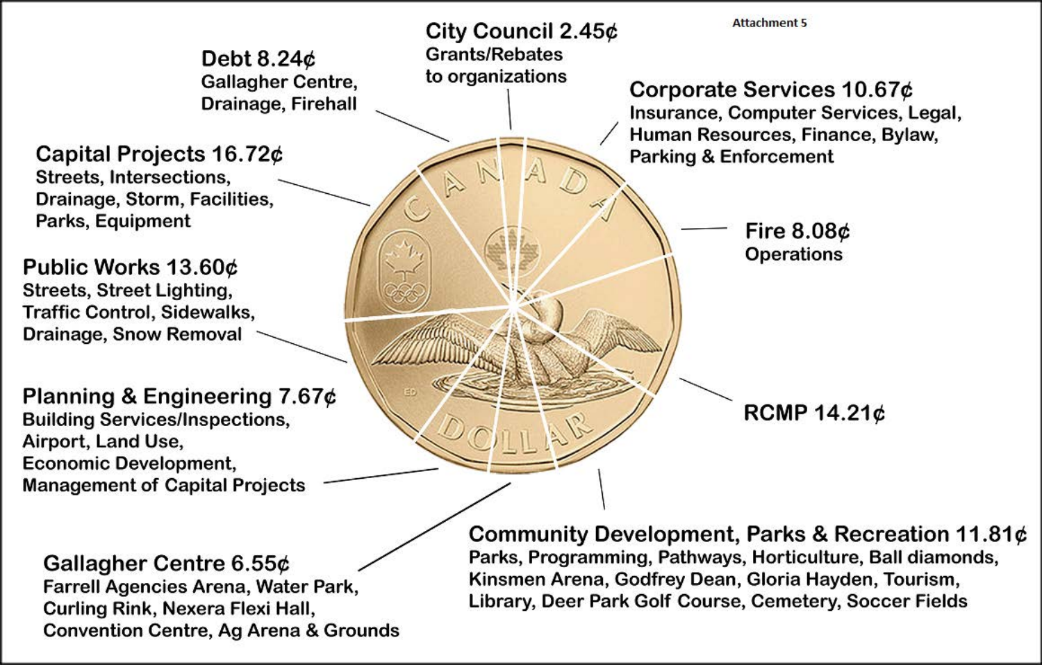Attachment 5

**City Council 2.45¢**
Grants/Rebates to organizations

**Corporate Services 10.67¢**
Insurance, Computer Services, Legal, Human Resources, Finance, Bylaw, Parking & Enforcement

**Fire 8.08¢**
Operations

**RCMP 14.21¢**

**Community Development, Parks & Recreation 11.81¢**
Parks, Programming, Pathways, Horticulture, Ball diamonds, Kinsmen Arena, Godfrey Dean, Gloria Hayden, Tourism, Library, Deer Park Golf Course, Cemetery, Soccer Fields

**Gallagher Centre 6.55¢**
Farrell Agencies Arena, Water Park, Curling Rink, Nexera Flexi Hall, Convention Centre, Ag Arena & Grounds

**Planning & Engineering 7.67¢**
Building Services/Inspections, Airport, Land Use, Economic Development, Management of Capital Projects

**Public Works 13.60¢**
Streets, Street Lighting, Traffic Control, Sidewalks, Drainage, Snow Removal

**Capital Projects 16.72¢**
Streets, Intersections, Drainage, Storm, Facilities, Parks, Equipment

**Debt 8.24¢**
Gallagher Centre, Drainage, Firehall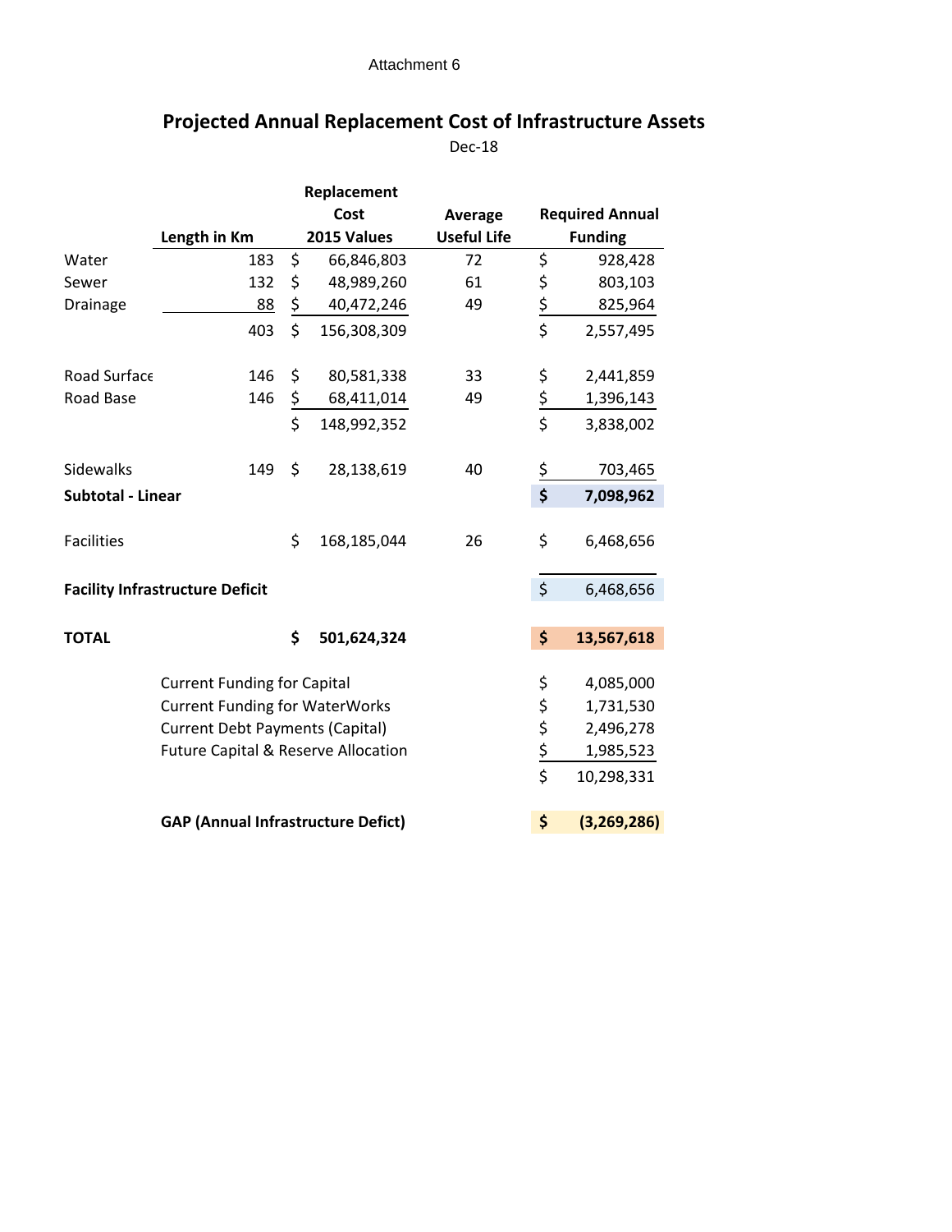Attachment 6

# Projected Annual Replacement Cost of Infrastructure Assets

Dec-18

| | Length in Km | Replacement Cost 2015 Values | Average Useful Life | Required Annual Funding |
|---|---|---|---|---|
| Water | 183 | $ 66,846,803 | 72 | $ 928,428 |
| Sewer | 132 | $ 48,989,260 | 61 | $ 803,103 |
| Drainage | 88 | $ 40,472,246 | 49 | $ 825,964 |
| | 403 | $ 156,308,309 | | $ 2,557,495 |
| Road Surface | 146 | $ 80,581,338 | 33 | $ 2,441,859 |
| Road Base | 146 | $ 68,411,014 | 49 | $ 1,396,143 |
| | | $ 148,992,352 | | $ 3,838,002 |
| Sidewalks | 149 | $ 28,138,619 | 40 | $ 703,465 |
| **Subtotal - Linear** | | | | **$ 7,098,962** |
| Facilities | | $ 168,185,044 | 26 | $ 6,468,656 |
| **Facility Infrastructure Deficit** | | | | $ 6,468,656 |
| **TOTAL** | | **$ 501,624,324** | | **$ 13,567,618** |
| | Current Funding for Capital | | | $ 4,085,000 |
| | Current Funding for WaterWorks | | | $ 1,731,530 |
| | Current Debt Payments (Capital) | | | $ 2,496,278 |
| | Future Capital & Reserve Allocation | | | $ 1,985,523 |
| | | | | $ 10,298,331 |
| | **GAP (Annual Infrastructure Defict)** | | | **$ (3,269,286)** |